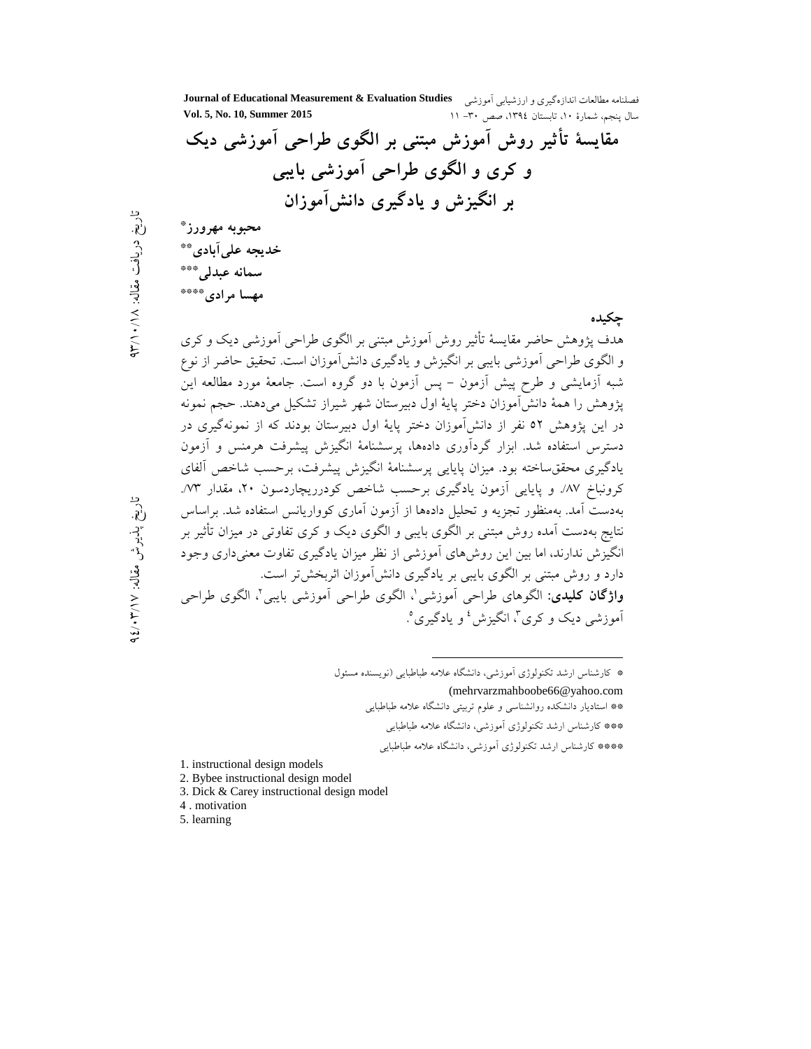# مقایسهٔ تأثیر روش آموزش مبتنی بر الگوی طراحی آموزشی دیک و کری و الگوی طراحی آموزشی بایبی بر انگیزش و یادگیری دانش‌آموزان

**محبوبه مهرورز***
**خدیجه علی‌آبادی****
**سمانه عبدلی*****
**مهسا مرادی******

تاریخ دریافت مقاله: ۹۳/۱۰/۱۸
تاریخ پذیرش مقاله: ۹۴/۰۳/۱۷

## چکیده

هدف پژوهش حاضر مقایسهٔ تأثیر روش آموزش مبتنی بر الگوی طراحی آموزشی دیک و کری و الگوی طراحی آموزشی بایبی بر انگیزش و یادگیری دانش‌آموزان است. تحقیق حاضر از نوع شبه آزمایشی و طرح پیش آزمون - پس آزمون با دو گروه است. جامعهٔ مورد مطالعه این پژوهش را همهٔ دانش‌آموزان دختر پایهٔ اول دبیرستان شهر شیراز تشکیل می‌دهند. حجم نمونه در این پژوهش ۵۲ نفر از دانش‌آموزان دختر پایهٔ اول دبیرستان بودند که از نمونه‌گیری در دسترس استفاده شد. ابزار گردآوری داده‌ها، پرسشنامهٔ انگیزش پیشرفت هرمنس و آزمون یادگیری محقق‌ساخته بود. میزان پایایی پرسشنامهٔ انگیزش پیشرفت، برحسب شاخص آلفای کرونباخ ۸۷٪ و پایایی آزمون یادگیری برحسب شاخص کودرریچاردسون ۲۰، مقدار ۷۳٪ به‌دست آمد. به‌منظور تجزیه و تحلیل داده‌ها از آزمون آماری کوواریانس استفاده شد. براساس نتایج به‌دست آمده روش مبتنی بر الگوی بایبی و الگوی دیک و کری تفاوتی در میزان تأثیر بر انگیزش ندارند، اما بین این روش‌های آموزشی از نظر میزان یادگیری تفاوت معنی‌داری وجود دارد و روش مبتنی بر الگوی بایبی بر یادگیری دانش‌آموزان اثربخش‌تر است.

**واژگان کلیدی:** الگوهای طراحی آموزشی[1]، الگوی طراحی آموزشی بایبی[2]، الگوی طراحی آموزشی دیک و کری[3]، انگیزش[4] و یادگیری[5].

---

* کارشناس ارشد تکنولوژی آموزشی، دانشگاه علامه طباطبایی (نویسنده مسئول (mehrvarzmahboobe66@yahoo.com

** استادیار دانشکده روانشناسی و علوم تربیتی دانشگاه علامه طباطبایی

*** کارشناس ارشد تکنولوژی آموزشی، دانشگاه علامه طباطبایی

**** کارشناس ارشد تکنولوژی آموزشی، دانشگاه علامه طباطبایی

1. instructional design models
2. Bybee instructional design model
3. Dick & Carey instructional design model
4. motivation
5. learning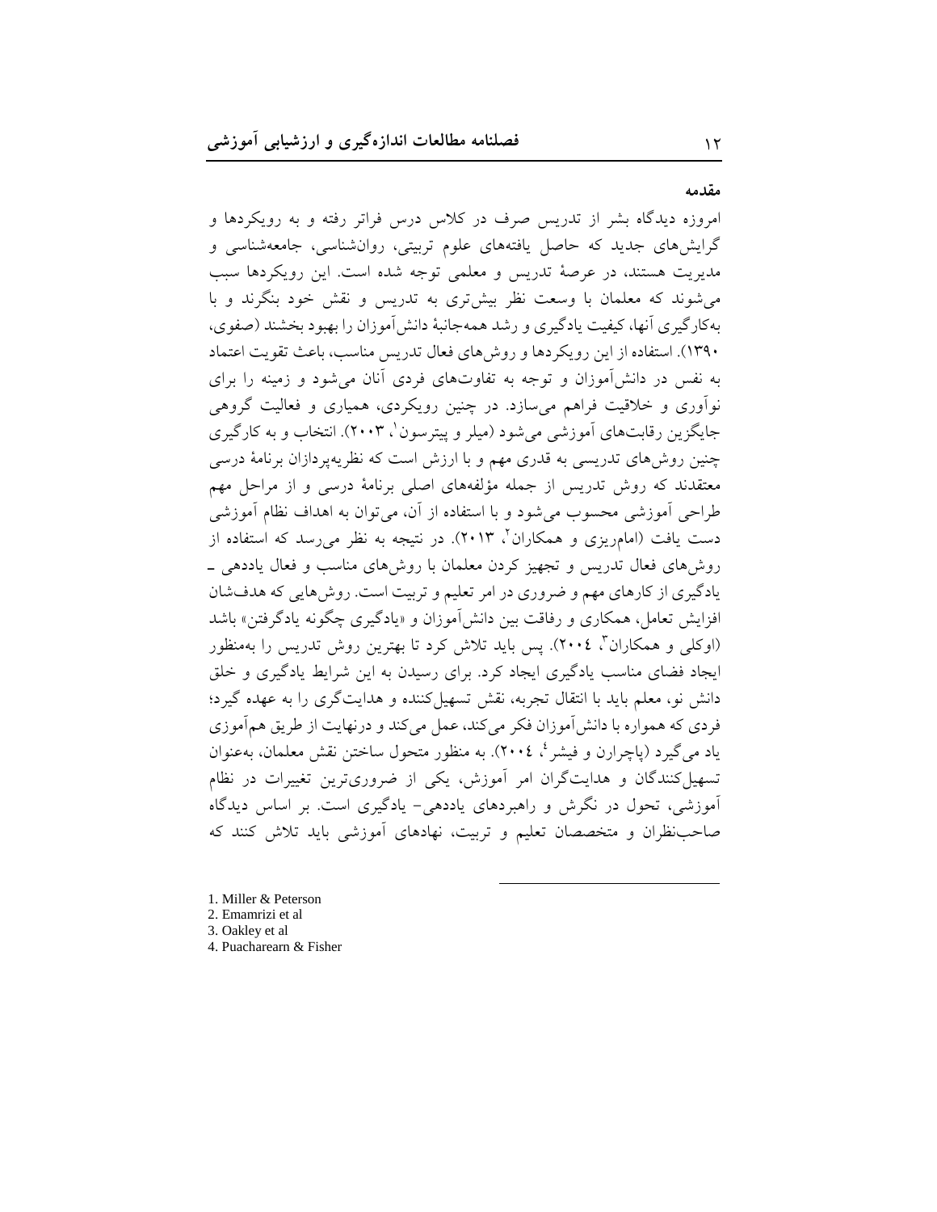## مقدمه

امروزه دیدگاه بشر از تدریس صرف در کلاس درس فراتر رفته و به رویکردها و گرایش‌های جدید که حاصل یافته‌های علوم تربیتی، روان‌شناسی، جامعه‌شناسی و مدیریت هستند، در عرصهٔ تدریس و معلمی توجه شده است. این رویکردها سبب می‌شوند که معلمان با وسعت نظر بیش‌تری به تدریس و نقش خود بنگرند و با به‌کارگیری آنها، کیفیت یادگیری و رشد همه‌جانبهٔ دانش‌آموزان را بهبود بخشند (صفوی، ۱۳۹۰). استفاده از این رویکردها و روش‌های فعال تدریس مناسب، باعث تقویت اعتماد به نفس در دانش‌آموزان و توجه به تفاوت‌های فردی آنان می‌شود و زمینه را برای نوآوری و خلاقیت فراهم می‌سازد. در چنین رویکردی، همیاری و فعالیت گروهی جایگزین رقابت‌های آموزشی می‌شود (میلر و پیترسون[1]، ۲۰۰۳). انتخاب و به کارگیری چنین روش‌های تدریسی به قدری مهم و با ارزش است که نظریه‌پردازان برنامهٔ درسی معتقدند که روش تدریس از جمله مؤلفه‌های اصلی برنامهٔ درسی و از مراحل مهم طراحی آموزشی محسوب می‌شود و با استفاده از آن، می‌توان به اهداف نظام آموزشی دست یافت (امام‌ریزی و همکاران[2]، ۲۰۱۳). در نتیجه به نظر می‌رسد که استفاده از روش‌های فعال تدریس و تجهیز کردن معلمان با روش‌های مناسب و فعال یاددهی ـ یادگیری از کارهای مهم و ضروری در امر تعلیم و تربیت است. روش‌هایی که هدفشان افزایش تعامل، همکاری و رفاقت بین دانش‌آموزان و «یادگیری چگونه یادگرفتن» باشد (اوکلی و همکاران[3]، ۲۰۰۴). پس باید تلاش کرد تا بهترین روش تدریس را به‌منظور ایجاد فضای مناسب یادگیری ایجاد کرد. برای رسیدن به این شرایط یادگیری و خلق دانش نو، معلم باید با انتقال تجربه، نقش تسهیل‌کننده و هدایت‌گری را به عهده گیرد؛ فردی که همواره با دانش‌آموزان فکر می‌کند، عمل می‌کند و درنهایت از طریق هم‌آموزی یاد می‌گیرد (پاچرارن و فیشر[4]، ۲۰۰۴). به منظور متحول ساختن نقش معلمان، به‌عنوان تسهیل‌کنندگان و هدایت‌گران امر آموزش، یکی از ضروری‌ترین تغییرات در نظام آموزشی، تحول در نگرش و راهبردهای یاددهی- یادگیری است. بر اساس دیدگاه صاحب‌نظران و متخصصان تعلیم و تربیت، نهادهای آموزشی باید تلاش کنند که

---

1. Miller & Peterson
2. Emamrizi et al
3. Oakley et al
4. Puacharearn & Fisher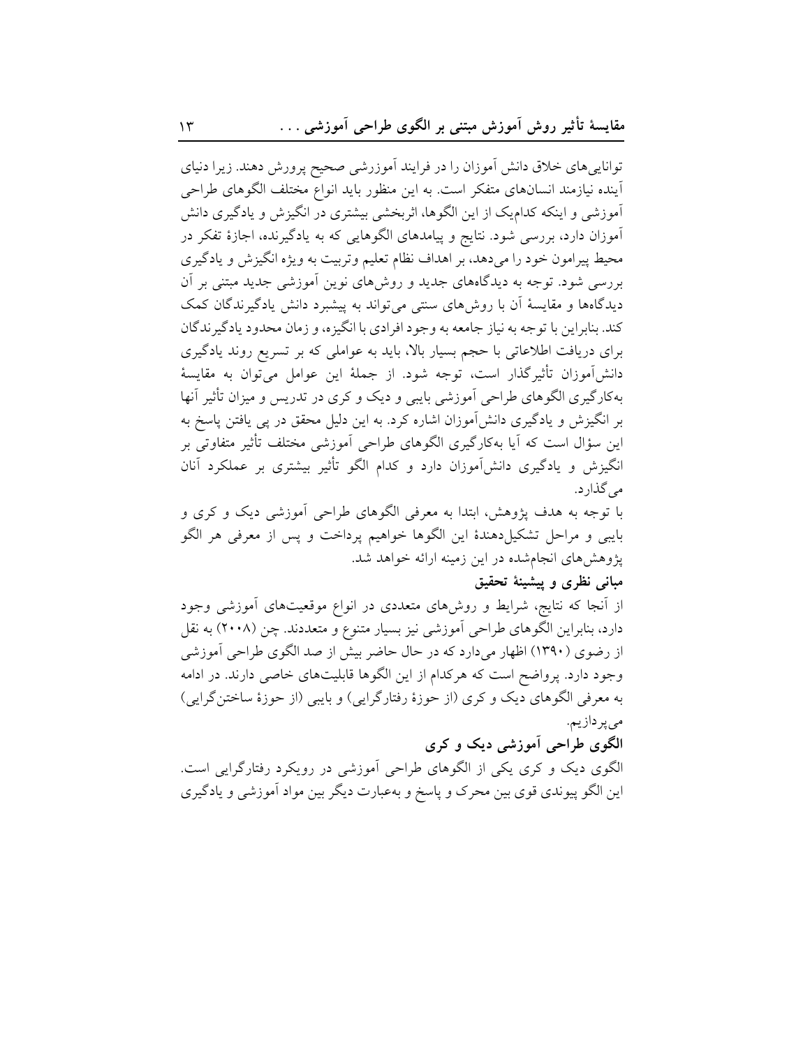توانایی‌های خلاق دانش آموزان را در فرایند آموزرشی صحیح پرورش دهند. زیرا دنیای آینده نیازمند انسان‌های متفکر است. به این منظور باید انواع مختلف الگوهای طراحی آموزشی و اینکه کدام‌یک از این الگوها، اثربخشی بیشتری در انگیزش و یادگیری دانش آموزان دارد، بررسی شود. نتایج و پیامدهای الگوهایی که به یادگیرنده، اجازهٔ تفکر در محیط پیرامون خود را می‌دهد، بر اهداف نظام تعلیم وتربیت به ویژه انگیزش و یادگیری بررسی شود. توجه به دیدگاه‌های جدید و روش‌های نوین آموزشی جدید مبتنی بر آن دیدگاه‌ها و مقایسهٔ آن با روش‌های سنتی می‌تواند به پیشبرد دانش یادگیرندگان کمک کند. بنابراین با توجه به نیاز جامعه به وجود افرادی با انگیزه، و زمان محدود یادگیرندگان برای دریافت اطلاعاتی با حجم بسیار بالا، باید به عواملی که بر تسریع روند یادگیری دانش‌آموزان تأثیرگذار است، توجه شود. از جملهٔ این عوامل می‌توان به مقایسهٔ به‌کارگیری الگوهای طراحی آموزشی بایبی و دیک و کری در تدریس و میزان تأثیر آنها بر انگیزش و یادگیری دانش‌آموزان اشاره کرد. به این دلیل محقق در پی یافتن پاسخ به این سؤال است که آیا به‌کارگیری الگوهای طراحی آموزشی مختلف تأثیر متفاوتی بر انگیزش و یادگیری دانش‌آموزان دارد و کدام الگو تأثیر بیشتری بر عملکرد آنان می‌گذارد.

با توجه به هدف پژوهش، ابتدا به معرفی الگوهای طراحی آموزشی دیک و کری و بایبی و مراحل تشکیل‌دهندهٔ این الگوها خواهیم پرداخت و پس از معرفی هر الگو پژوهش‌های انجام‌شده در این زمینه ارائه خواهد شد.

## مبانی نظری و پیشینهٔ تحقیق

از آنجا که نتایج، شرایط و روش‌های متعددی در انواع موقعیت‌های آموزشی وجود دارد، بنابراین الگوهای طراحی آموزشی نیز بسیار متنوع و متعددند. چن (۲۰۰۸) به نقل از رضوی (۱۳۹۰) اظهار می‌دارد که در حال حاضر بیش از صد الگوی طراحی آموزشی وجود دارد. پرواضح است که هرکدام از این الگوها قابلیت‌های خاصی دارند. در ادامه به معرفی الگوهای دیک و کری (از حوزهٔ رفتارگرایی) و بایبی (از حوزهٔ ساختن‌گرایی) می‌پردازیم.

### الگوی طراحی آموزشی دیک و کری

الگوی دیک و کری یکی از الگوهای طراحی آموزشی در رویکرد رفتارگرایی است. این الگو پیوندی قوی بین محرک و پاسخ و به‌عبارت دیگر بین مواد آموزشی و یادگیری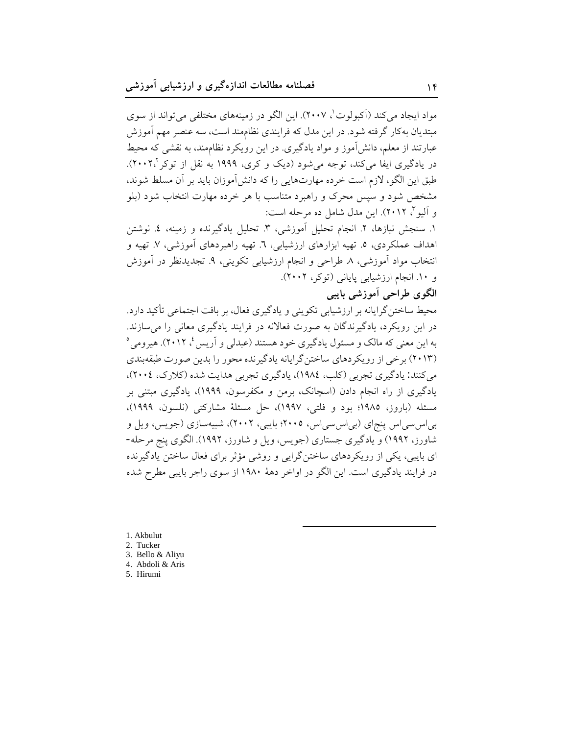مواد ایجاد می‌کند (آکبولوت[1]، ۲۰۰۷). این الگو در زمینه‌های مختلفی می‌تواند از سوی مبتدیان به‌کار گرفته شود. در این مدل که فرایندی نظام‌مند است، سه عنصر مهم آموزش عبارتند از معلم، دانش‌آموز و مواد یادگیری. در این رویکرد نظام‌مند، به نقشی که محیط در یادگیری ایفا می‌کند، توجه می‌شود (دیک و کری، ۱۹۹۹ به نقل از توکر[2]،۲۰۰۲). طبق این الگو، لازم است خرده مهارت‌هایی را که دانش‌آموزان باید بر آن مسلط شوند، مشخص شود و سپس محرک و راهبرد متناسب با هر خرده مهارت انتخاب شود (بلو و آلیو[3]، ۲۰۱۲). این مدل شامل ده مرحله است:

۱. سنجش نیازها، ۲. انجام تحلیل آموزشی، ۳. تحلیل یادگیرنده و زمینه، ٤. نوشتن اهداف عملکردی، ٥. تهیه ابزارهای ارزشیابی، ٦. تهیه راهبردهای آموزشی، ۷. تهیه و انتخاب مواد آموزشی، ۸. طراحی و انجام ارزشیابی تکوینی، ۹. تجدیدنظر در آموزش و ۱۰. انجام ارزشیابی پایانی (توکر، ۲۰۰۲).

## الگوی طراحی آموزشی بایبی

محیط ساختن‌گرایانه بر ارزشیابی تکوینی و یادگیری فعال، بر بافت اجتماعی تأکید دارد. در این رویکرد، یادگیرندگان به صورت فعالانه در فرایند یادگیری معانی را می‌سازند. به این معنی که مالک و مسئول یادگیری خود هستند (عبدلی و آریس[4]، ۲۰۱۲). هیرومی[5] (۲۰۱۳) برخی از رویکردهای ساختن‌گرایانه یادگیرنده محور را بدین صورت طبقه‌بندی می‌کنند: یادگیری تجربی (کلب، ۱۹۸٤)، یادگیری تجربی هدایت شده (کلارک، ۲۰۰٤)، یادگیری از راه انجام دادن (اسچانک، برمن و مکفرسون، ۱۹۹۹)، یادگیری مبتنی بر مسئله (باروز، ۱۹۸٥؛ بود و فلتی، ۱۹۹۷)، حل مسئلهٔ مشارکتی (نلسون، ۱۹۹۹)، بی‌اس‌سی‌اس پنج‌ای (بی‌اس‌سی‌اس، ۲۰۰٥؛ بایبی، ۲۰۰۲)، شبیه‌سازی (جویس، ویل و شاورز، ۱۹۹۲) و یادگیری جستاری (جویس، ویل و شاورز، ۱۹۹۲). الگوی پنج مرحله-ای بایبی، یکی از رویکردهای ساختن‌گرایی و روشی مؤثر برای فعال ساختن یادگیرنده در فرایند یادگیری است. این الگو در اواخر دههٔ ۱۹۸۰ از سوی راجر بایبی مطرح شده

---

1. Akbulut
2. Tucker
3. Bello & Aliyu
4. Abdoli & Aris
5. Hirumi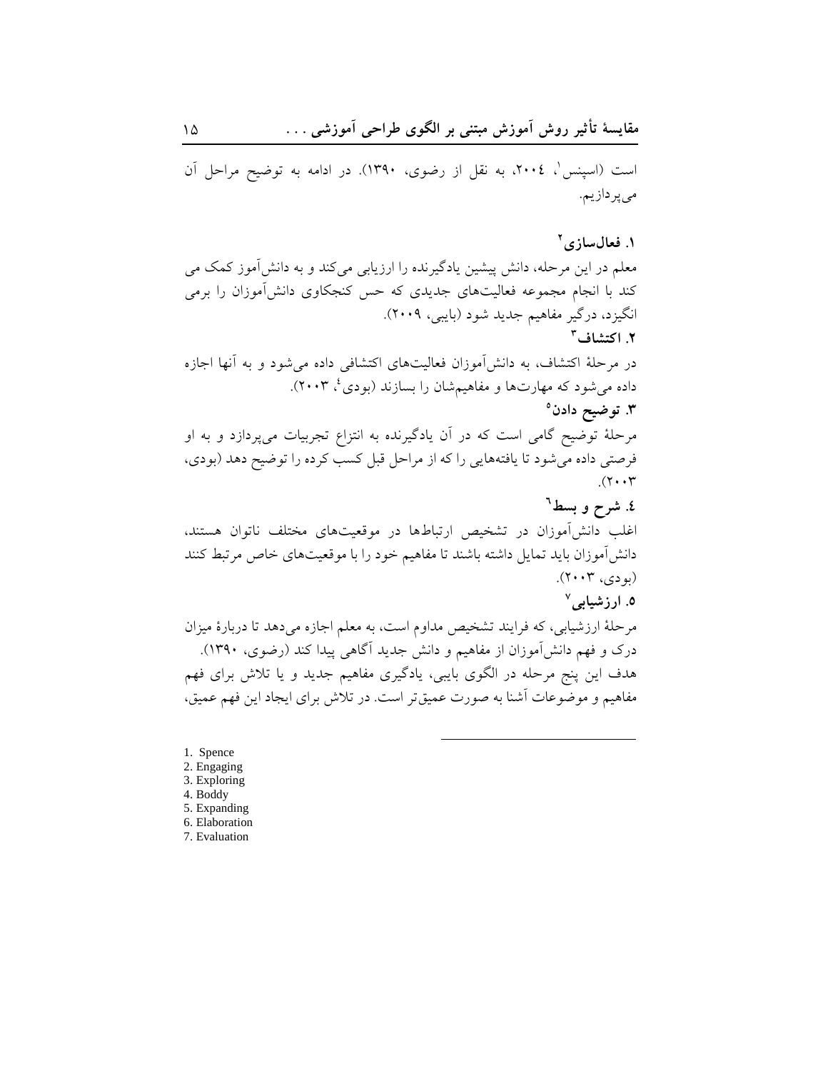است (اسپنس[1]، ۲۰۰٤، به نقل از رضوی، ۱۳۹۰). در ادامه به توضیح مراحل آن می‌پردازیم.

**۱. فعال‌سازی[2]**

معلم در این مرحله، دانش پیشین یادگیرنده را ارزیابی می‌کند و به دانش‌آموز کمک می کند با انجام مجموعه فعالیت‌های جدیدی که حس کنجکاوی دانش‌آموزان را برمی انگیزد، درگیر مفاهیم جدید شود (بایبی، ۲۰۰۹).

**۲. اکتشاف[3]**

در مرحلهٔ اکتشاف، به دانش‌آموزان فعالیت‌های اکتشافی داده می‌شود و به آنها اجازه داده می‌شود که مهارت‌ها و مفاهیم‌شان را بسازند (بودی[4]، ۲۰۰۳).

**۳. توضیح دادن[5]**

مرحلهٔ توضیح گامی است که در آن یادگیرنده به انتزاع تجربیات می‌پردازد و به او فرصتی داده می‌شود تا یافته‌هایی را که از مراحل قبل کسب کرده را توضیح دهد (بودی، ۲۰۰۳).

**٤. شرح و بسط[6]**

اغلب دانش‌آموزان در تشخیص ارتباطها در موقعیت‌های مختلف ناتوان هستند، دانش‌آموزان باید تمایل داشته باشند تا مفاهیم خود را با موقعیت‌های خاص مرتبط کنند (بودی، ۲۰۰۳).

**۵. ارزشیابی[7]**

مرحلهٔ ارزشیابی، که فرایند تشخیص مداوم است، به معلم اجازه می‌دهد تا دربارهٔ میزان درک و فهم دانش‌آموزان از مفاهیم و دانش جدید آگاهی پیدا کند (رضوی، ۱۳۹۰).

هدف این پنج مرحله در الگوی بایبی، یادگیری مفاهیم جدید و یا تلاش برای فهم مفاهیم و موضوعات آشنا به صورت عمیق‌تر است. در تلاش برای ایجاد این فهم عمیق،

---

1. Spence
2. Engaging
3. Exploring
4. Boddy
5. Expanding
6. Elaboration
7. Evaluation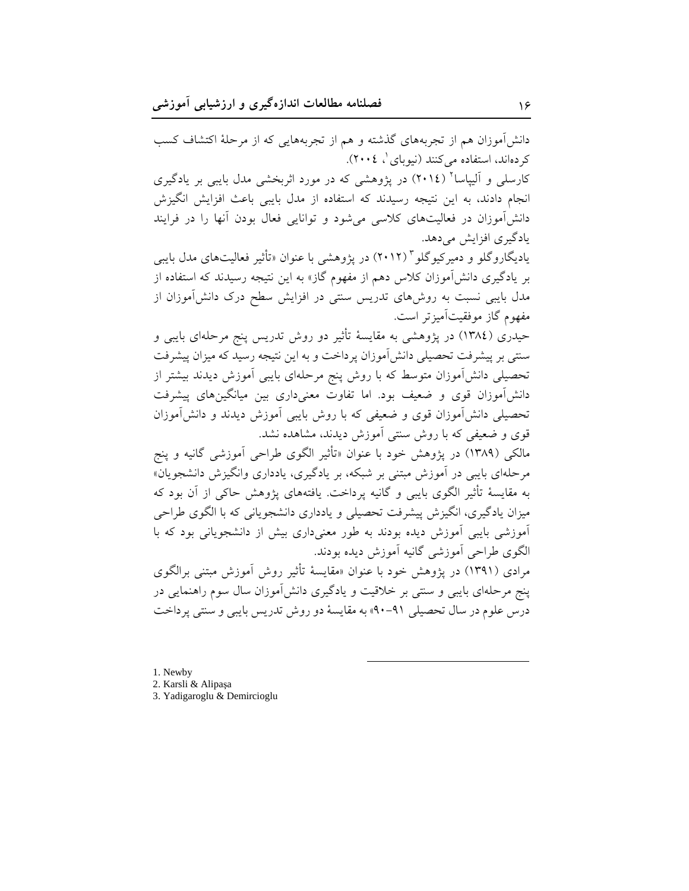دانش‌آموزان هم از تجربه‌های گذشته و هم از تجربه‌هایی که از مرحلهٔ اکتشاف کسب کرده‌اند، استفاده می‌کنند (نیوبای[1]، ۲۰۰۴).

کارسلی و آلیپاسا[2] (۲۰۱۴) در پژوهشی که در مورد اثربخشی مدل بایبی بر یادگیری انجام دادند، به این نتیجه رسیدند که استفاده از مدل بایبی باعث افزایش انگیزش دانش‌آموزان در فعالیت‌های کلاسی می‌شود و توانایی فعال بودن آنها را در فرایند یادگیری افزایش می‌دهد.

یادیگاروگلو و دمیرکیوگلو[3] (۲۰۱۲) در پژوهشی با عنوان «تأثیر فعالیت‌های مدل بایبی بر یادگیری دانش‌آموزان کلاس دهم از مفهوم گاز» به این نتیجه رسیدند که استفاده از مدل بایبی نسبت به روش‌های تدریس سنتی در افزایش سطح درک دانش‌آموزان از مفهوم گاز موفقیت‌آمیزتر است.

حیدری (۱۳۸۴) در پژوهشی به مقایسهٔ تأثیر دو روش تدریس پنج مرحله‌ای بایبی و سنتی بر پیشرفت تحصیلی دانش‌آموزان پرداخت و به این نتیجه رسید که میزان پیشرفت تحصیلی دانش‌آموزان متوسط که با روش پنج مرحله‌ای بایبی آموزش دیدند بیشتر از دانش‌آموزان قوی و ضعیف بود. اما تفاوت معنی‌داری بین میانگین‌های پیشرفت تحصیلی دانش‌آموزان قوی و ضعیفی که با روش بایبی آموزش دیدند و دانش‌آموزان قوی و ضعیفی که با روش سنتی آموزش دیدند، مشاهده نشد.

مالکی (۱۳۸۹) در پژوهش خود با عنوان «تأثیر الگوی طراحی آموزشی گانیه و پنج مرحله‌ای بایبی در آموزش مبتنی بر شبکه، بر یادگیری، یادداری وانگیزش دانشجویان» به مقایسهٔ تأثیر الگوی بایبی و گانیه پرداخت. یافته‌های پژوهش حاکی از آن بود که میزان یادگیری، انگیزش پیشرفت تحصیلی و یادداری دانشجویانی که با الگوی طراحی آموزشی بایبی آموزش دیده بودند به طور معنی‌داری بیش از دانشجویانی بود که با الگوی طراحی آموزشی گانیه آموزش دیده بودند.

مرادی (۱۳۹۱) در پژوهش خود با عنوان «مقایسهٔ تأثیر روش آموزش مبتنی برالگوی پنج مرحله‌ای بایبی و سنتی بر خلاقیت و یادگیری دانش‌آموزان سال سوم راهنمایی در درس علوم در سال تحصیلی ۹۱-۹۰» به مقایسهٔ دو روش تدریس بایبی و سنتی پرداخت

---

1. Newby
2. Karsli & Alipaşa
3. Yadigaroglu & Demircioglu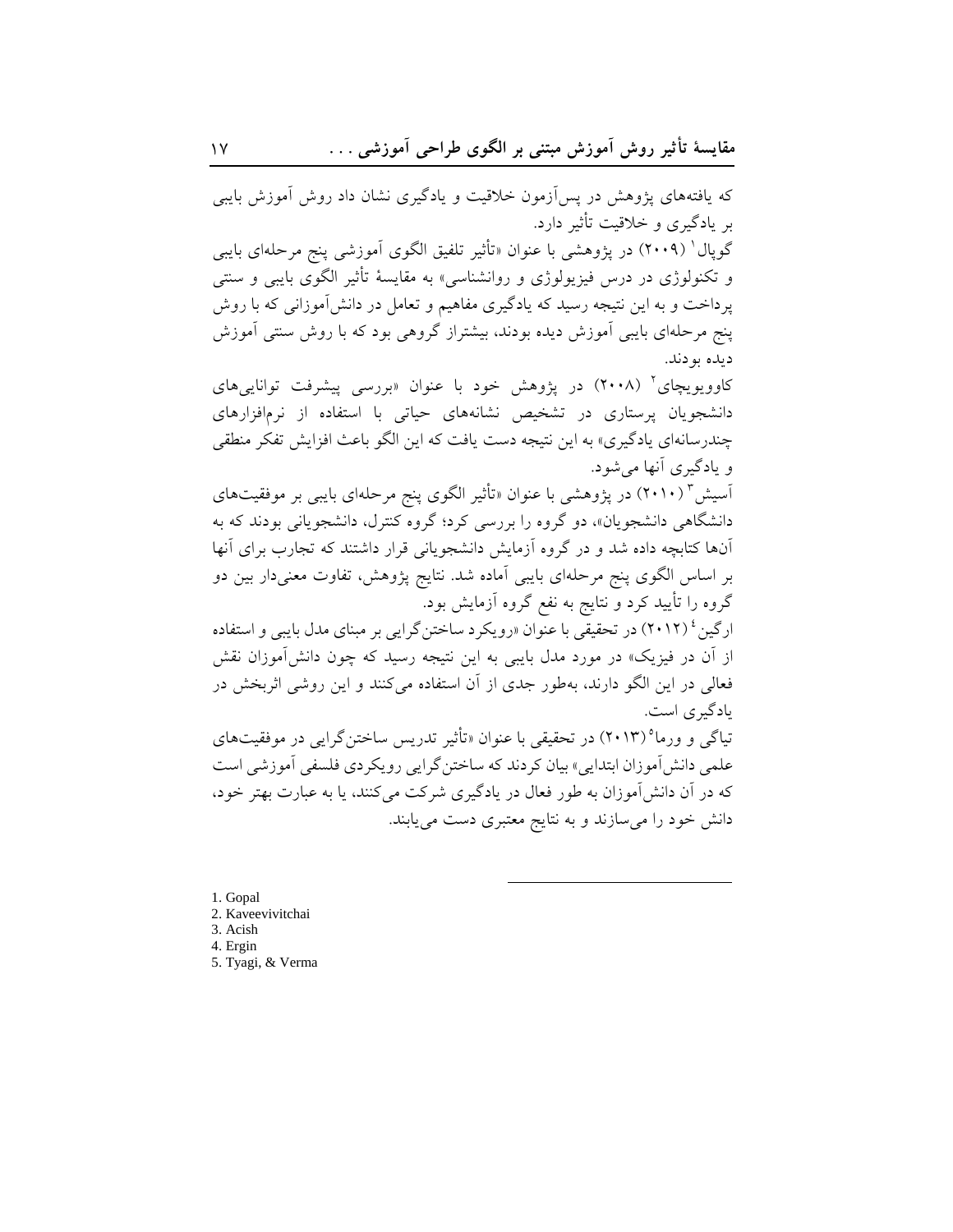که یافته‌های پژوهش در پس‌آزمون خلاقیت و یادگیری نشان داد روش آموزش بایبی بر یادگیری و خلاقیت تأثیر دارد.

گوپال[1] (۲۰۰۹) در پژوهشی با عنوان «تأثیر تلفیق الگوی آموزشی پنج مرحله‌ای بایبی و تکنولوژی در درس فیزیولوژی و روانشناسی» به مقایسهٔ تأثیر الگوی بایبی و سنتی پرداخت و به این نتیجه رسید که یادگیری مفاهیم و تعامل در دانش‌آموزانی که با روش پنج مرحله‌ای بایبی آموزش دیده بودند، بیشتراز گروهی بود که با روش سنتی آموزش دیده بودند.

کاوویویچای[2] (۲۰۰۸) در پژوهش خود با عنوان «بررسی پیشرفت توانایی‌های دانشجویان پرستاری در تشخیص نشانه‌های حیاتی با استفاده از نرم‌افزارهای چندرسانه‌ای یادگیری» به این نتیجه دست یافت که این الگو باعث افزایش تفکر منطقی و یادگیری آنها می‌شود.

آسیش[3] (۲۰۱۰) در پژوهشی با عنوان «تأثیر الگوی پنج مرحله‌ای بایبی بر موفقیت‌های دانشگاهی دانشجویان»، دو گروه را بررسی کرد؛ گروه کنترل، دانشجویانی بودند که به آن‌ها کتابچه داده شد و در گروه آزمایش دانشجویانی قرار داشتند که تجارب برای آنها بر اساس الگوی پنج مرحله‌ای بایبی آماده شد. نتایج پژوهش، تفاوت معنی‌دار بین دو گروه را تأیید کرد و نتایج به نفع گروه آزمایش بود.

ارگین[4] (۲۰۱۲) در تحقیقی با عنوان «رویکرد ساختن‌گرایی بر مبنای مدل بایبی و استفاده از آن در فیزیک» در مورد مدل بایبی به این نتیجه رسید که چون دانش‌آموزان نقش فعالی در این الگو دارند، به‌طور جدی از آن استفاده می‌کنند و این روشی اثربخش در یادگیری است.

تیاگی و ورما[5] (۲۰۱۳) در تحقیقی با عنوان «تأثیر تدریس ساختن‌گرایی در موفقیت‌های علمی دانش‌آموزان ابتدایی» بیان کردند که ساختن‌گرایی رویکردی فلسفی آموزشی است که در آن دانش‌آموزان به طور فعال در یادگیری شرکت می‌کنند، یا به عبارت بهتر خود، دانش خود را می‌سازند و به نتایج معتبری دست می‌یابند.

---

1. Gopal
2. Kaveevivitchai
3. Acish
4. Ergin
5. Tyagi, & Verma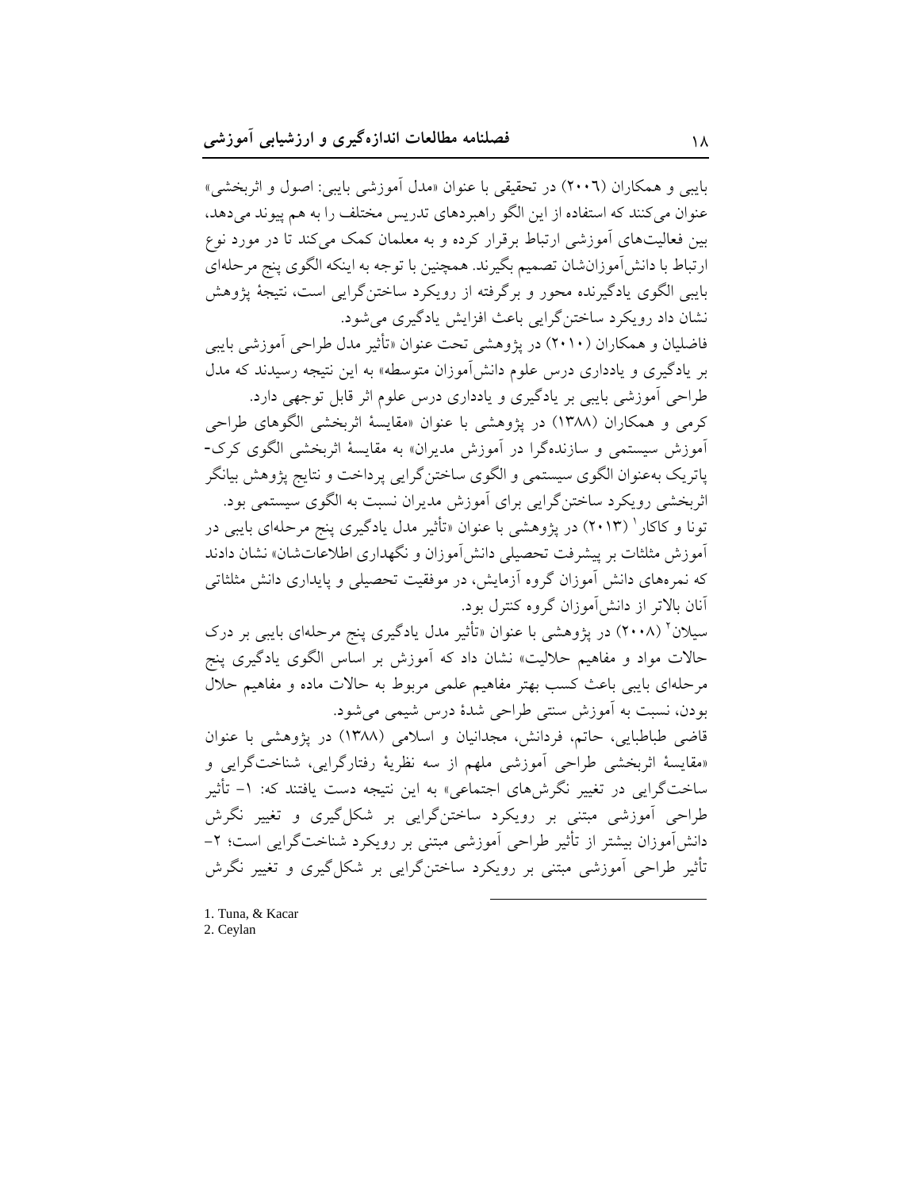بایبی و همکاران (۲۰۰۶) در تحقیقی با عنوان «مدل آموزشی بایبی: اصول و اثربخشی» عنوان می‌کنند که استفاده از این الگو راهبردهای تدریس مختلف را به هم پیوند می‌دهد، بین فعالیت‌های آموزشی ارتباط برقرار کرده و به معلمان کمک می‌کند تا در مورد نوع ارتباط با دانش‌آموزان‌شان تصمیم بگیرند. همچنین با توجه به اینکه الگوی پنج مرحله‌ای بایبی الگوی یادگیرنده محور و برگرفته از رویکرد ساختن‌گرایی است، نتیجهٔ پژوهش نشان داد رویکرد ساختن‌گرایی باعث افزایش یادگیری می‌شود.

فاضلیان و همکاران (۲۰۱۰) در پژوهشی تحت عنوان «تأثیر مدل طراحی آموزشی بایبی بر یادگیری و یادداری درس علوم دانش‌آموزان متوسطه» به این نتیجه رسیدند که مدل طراحی آموزشی بایبی بر یادگیری و یادداری درس علوم اثر قابل توجهی دارد.

کرمی و همکاران (۱۳۸۸) در پژوهشی با عنوان «مقایسهٔ اثربخشی الگوهای طراحی آموزش سیستمی و سازنده‌گرا در آموزش مدیران» به مقایسهٔ اثربخشی الگوی کرک-پاتریک به‌عنوان الگوی سیستمی و الگوی ساختن‌گرایی پرداخت و نتایج پژوهش بیانگر اثربخشی رویکرد ساختن‌گرایی برای آموزش مدیران نسبت به الگوی سیستمی بود.

تونا و کاکار[1] (۲۰۱۳) در پژوهشی با عنوان «تأثیر مدل یادگیری پنج مرحله‌ای بایبی در آموزش مثلثات بر پیشرفت تحصیلی دانش‌آموزان و نگهداری اطلاعات‌شان» نشان دادند که نمره‌های دانش آموزان گروه آزمایش، در موفقیت تحصیلی و پایداری دانش مثلثاتی آنان بالاتر از دانش‌آموزان گروه کنترل بود.

سیلان[2] (۲۰۰۸) در پژوهشی با عنوان «تأثیر مدل یادگیری پنج مرحله‌ای بایبی بر درک حالات مواد و مفاهیم حلالیت» نشان داد که آموزش بر اساس الگوی یادگیری پنج مرحله‌ای بایبی باعث کسب بهتر مفاهیم علمی مربوط به حالات ماده و مفاهیم حلال بودن، نسبت به آموزش سنتی طراحی شدهٔ درس شیمی می‌شود.

قاضی طباطبایی، حاتم، فردانش، مجدانیان و اسلامی (۱۳۸۸) در پژوهشی با عنوان «مقایسهٔ اثربخشی طراحی آموزشی ملهم از سه نظریهٔ رفتارگرایی، شناخت‌گرایی و ساخت‌گرایی در تغییر نگرش‌های اجتماعی» به این نتیجه دست یافتند که: ۱- تأثیر طراحی آموزشی مبتنی بر رویکرد ساختن‌گرایی بر شکل‌گیری و تغییر نگرش دانش‌آموزان بیشتر از تأثیر طراحی آموزشی مبتنی بر رویکرد شناخت‌گرایی است؛ ۲- تأثیر طراحی آموزشی مبتنی بر رویکرد ساختن‌گرایی بر شکل‌گیری و تغییر نگرش

---

1. Tuna, & Kacar
2. Ceylan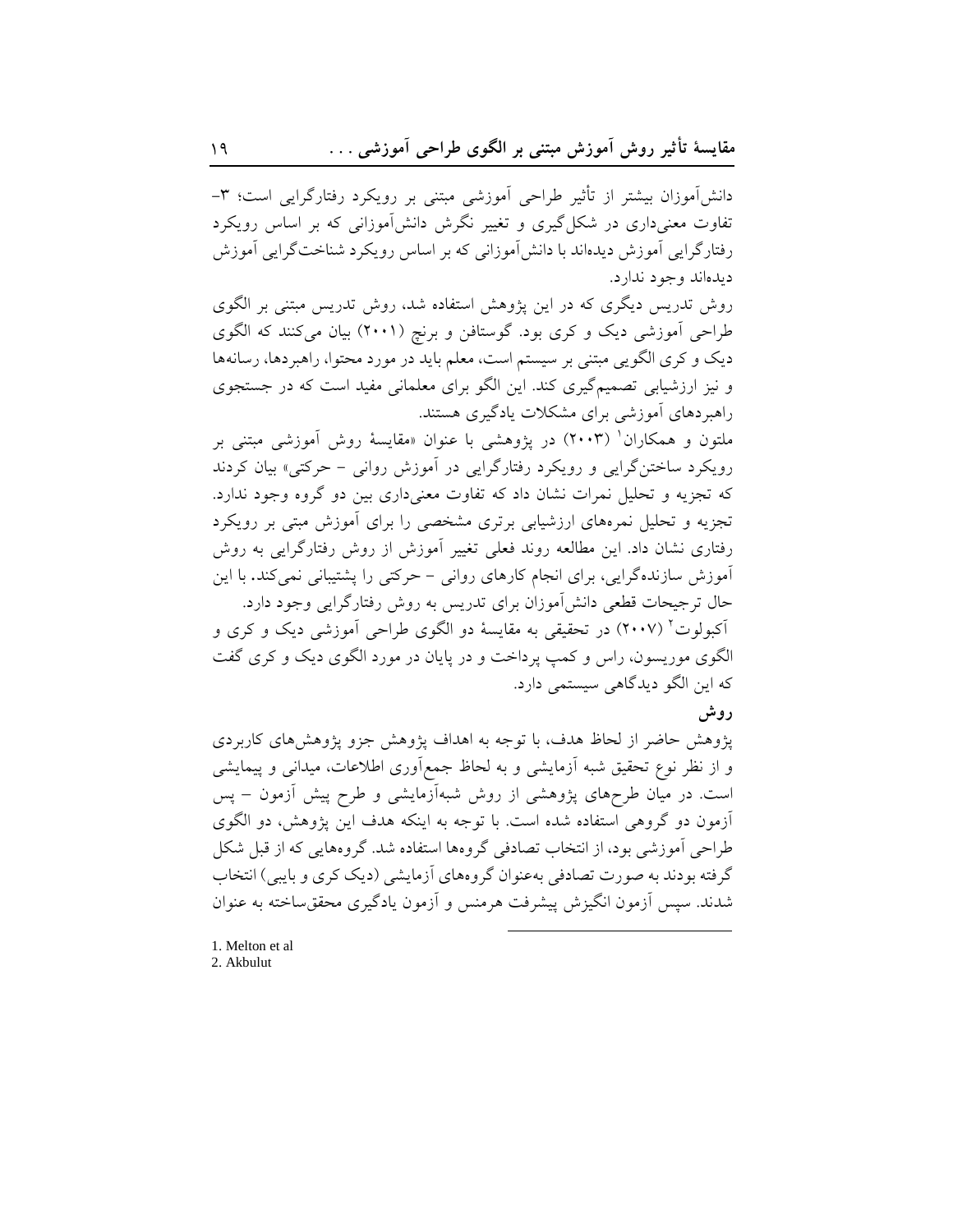دانش‌آموزان بیشتر از تأثیر طراحی آموزشی مبتنی بر رویکرد رفتارگرایی است؛ ۳- تفاوت معنی‌داری در شکل‌گیری و تغییر نگرش دانش‌آموزانی که بر اساس رویکرد رفتارگرایی آموزش دیده‌اند با دانش‌آموزانی که بر اساس رویکرد شناخت‌گرایی آموزش دیده‌اند وجود ندارد.

روش تدریس دیگری که در این پژوهش استفاده شد، روش تدریس مبتنی بر الگوی طراحی آموزشی دیک و کری بود. گوستافن و برنچ (۲۰۰۱) بیان می‌کنند که الگوی دیک و کری الگویی مبتنی بر سیستم است، معلم باید در مورد محتوا، راهبردها، رسانه‌ها و نیز ارزشیابی تصمیم‌گیری کند. این الگو برای معلمانی مفید است که در جستجوی راهبردهای آموزشی برای مشکلات یادگیری هستند.

ملتون و همکاران[1] (۲۰۰۳) در پژوهشی با عنوان «مقایسهٔ روش آموزشی مبتنی بر رویکرد ساختن‌گرایی و رویکرد رفتارگرایی در آموزش روانی - حرکتی» بیان کردند که تجزیه و تحلیل نمرات نشان داد که تفاوت معنی‌داری بین دو گروه وجود ندارد. تجزیه و تحلیل نمره‌های ارزشیابی برتری مشخصی را برای آموزش مبتی بر رویکرد رفتاری نشان داد. این مطالعه روند فعلی تغییر آموزش از روش رفتارگرایی به روش آموزش سازنده‌گرایی، برای انجام کارهای روانی - حرکتی را پشتیبانی نمی‌کند. با این حال ترجیحات قطعی دانش‌آموزان برای تدریس به روش رفتارگرایی وجود دارد.

آکبولوت[2] (۲۰۰۷) در تحقیقی به مقایسهٔ دو الگوی طراحی آموزشی دیک و کری و الگوی موریسون، راس و کمپ پرداخت و در پایان در مورد الگوی دیک و کری گفت که این الگو دیدگاهی سیستمی دارد.

**روش**

پژوهش حاضر از لحاظ هدف، با توجه به اهداف پژوهش جزو پژوهش‌های کاربردی و از نظر نوع تحقیق شبه آزمایشی و به لحاظ جمع‌آوری اطلاعات، میدانی و پیمایشی است. در میان طرح‌های پژوهشی از روش شبه‌آزمایشی و طرح پیش آزمون - پس آزمون دو گروهی استفاده شده است. با توجه به اینکه هدف این پژوهش، دو الگوی طراحی آموزشی بود، از انتخاب تصادفی گروه‌ها استفاده شد. گروه‌هایی که از قبل شکل گرفته بودند به صورت تصادفی به‌عنوان گروه‌های آزمایشی (دیک کری و بایبی) انتخاب شدند. سپس آزمون انگیزش پیشرفت هرمنس و آزمون یادگیری محقق‌ساخته به عنوان

---

1. Melton et al
2. Akbulut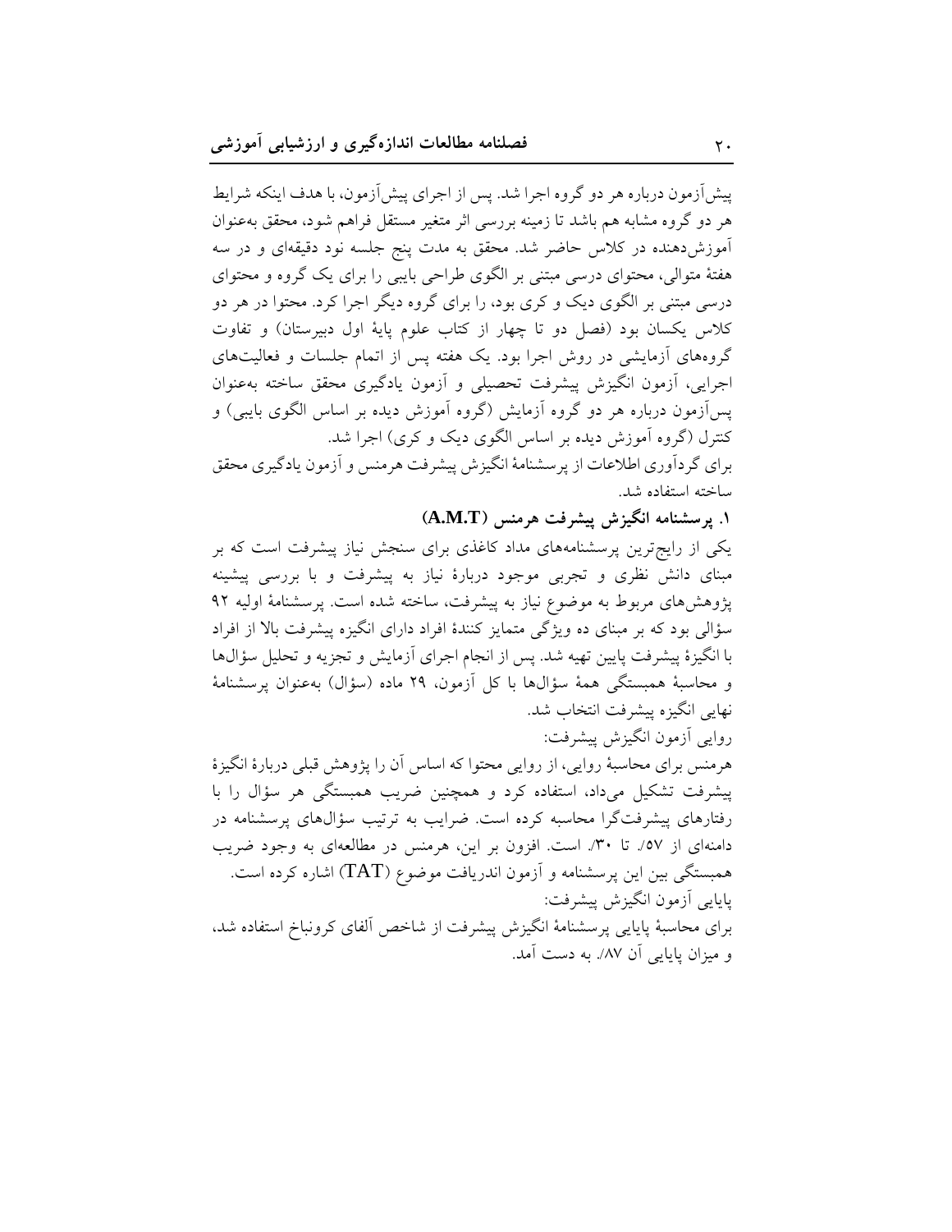پیش‌آزمون درباره هر دو گروه اجرا شد. پس از اجرای پیش‌آزمون، با هدف اینکه شرایط هر دو گروه مشابه هم باشد تا زمینه بررسی اثر متغیر مستقل فراهم شود، محقق به‌عنوان آموزش‌دهنده در کلاس حاضر شد. محقق به مدت پنج جلسه نود دقیقه‌ای و در سه هفتهٔ متوالی، محتوای درسی مبتنی بر الگوی طراحی بایبی را برای یک گروه و محتوای درسی مبتنی بر الگوی دیک و کری بود، را برای گروه دیگر اجرا کرد. محتوا در هر دو کلاس یکسان بود (فصل دو تا چهار از کتاب علوم پایهٔ اول دبیرستان) و تفاوت گروه‌های آزمایشی در روش اجرا بود. یک هفته پس از اتمام جلسات و فعالیت‌های اجرایی، آزمون انگیزش پیشرفت تحصیلی و آزمون یادگیری محقق ساخته به‌عنوان پس‌آزمون درباره هر دو گروه آزمایش (گروه آموزش دیده بر اساس الگوی بایبی) و کنترل (گروه آموزش دیده بر اساس الگوی دیک و کری) اجرا شد.

برای گردآوری اطلاعات از پرسشنامهٔ انگیزش پیشرفت هرمنس و آزمون یادگیری محقق ساخته استفاده شد.

### ۱. پرسشنامه انگیزش پیشرفت هرمنس (A.M.T)

یکی از رایج‌ترین پرسشنامه‌های مداد کاغذی برای سنجش نیاز پیشرفت است که بر مبنای دانش نظری و تجربی موجود دربارهٔ نیاز به پیشرفت و با بررسی پیشینه پژوهش‌های مربوط به موضوع نیاز به پیشرفت، ساخته شده است. پرسشنامهٔ اولیه ۹۲ سؤالی بود که بر مبنای ده ویژگی متمایز کنندهٔ افراد دارای انگیزه پیشرفت بالا از افراد با انگیزهٔ پیشرفت پایین تهیه شد. پس از انجام اجرای آزمایش و تجزیه و تحلیل سؤال‌ها و محاسبهٔ همبستگی همهٔ سؤال‌ها با کل آزمون، ۲۹ ماده (سؤال) به‌عنوان پرسشنامهٔ نهایی انگیزه پیشرفت انتخاب شد.

روایی آزمون انگیزش پیشرفت:

هرمنس برای محاسبهٔ روایی، از روایی محتوا که اساس آن را پژوهش قبلی دربارهٔ انگیزهٔ پیشرفت تشکیل می‌داد، استفاده کرد و همچنین ضریب همبستگی هر سؤال را با رفتارهای پیشرفت‌گرا محاسبه کرده است. ضرایب به ترتیب سؤال‌های پرسشنامه در دامنه‌ای از ۰/۵۷ تا ۰/۳۰ است. افزون بر این، هرمنس در مطالعه‌ای به وجود ضریب همبستگی بین این پرسشنامه و آزمون اندریافت موضوع (TAT) اشاره کرده است.

پایایی آزمون انگیزش پیشرفت:

برای محاسبهٔ پایایی پرسشنامهٔ انگیزش پیشرفت از شاخص آلفای کرونباخ استفاده شد، و میزان پایایی آن ۰/۸۷ به دست آمد.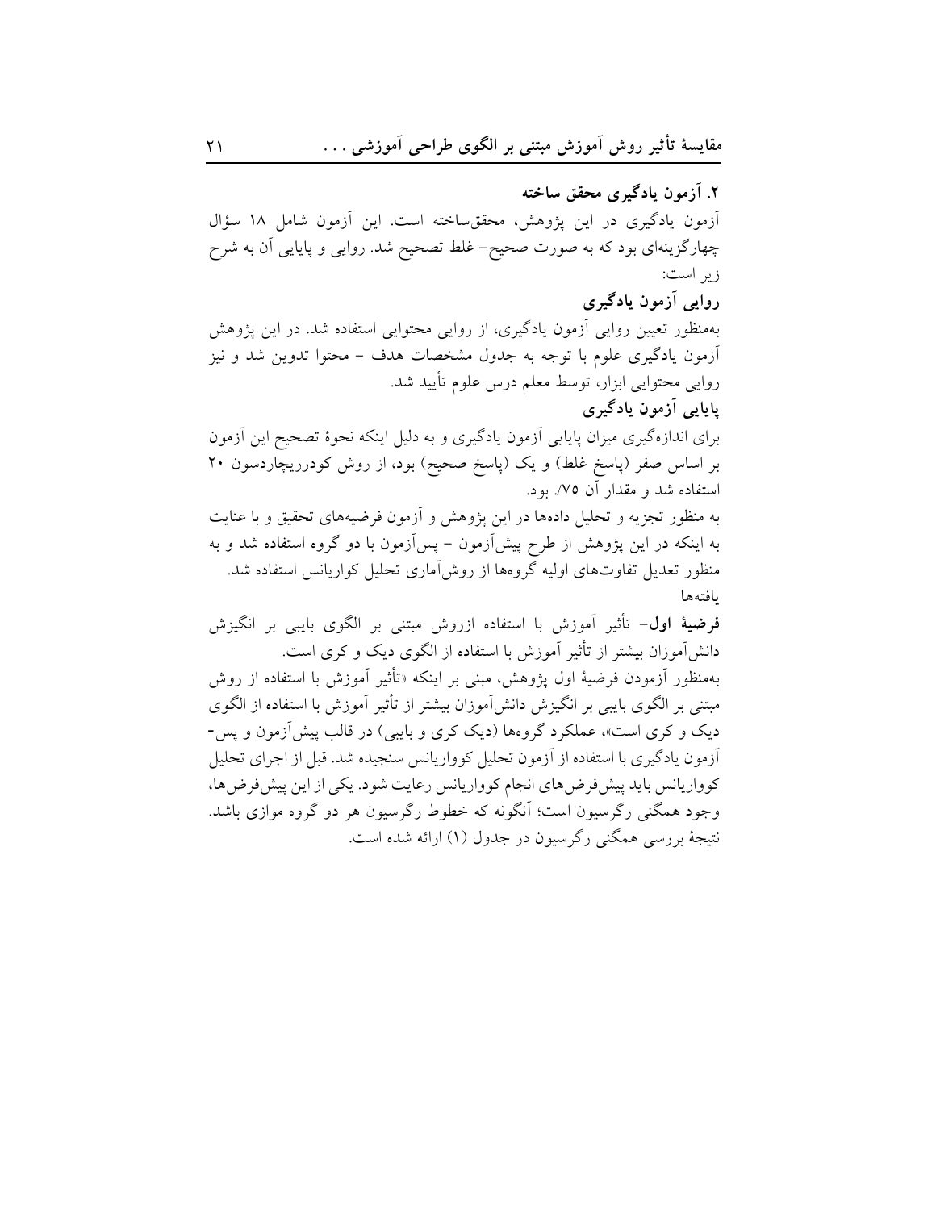### ۲. آزمون یادگیری محقق ساخته

آزمون یادگیری در این پژوهش، محقق‌ساخته است. این آزمون شامل ۱۸ سؤال چهارگزینه‌ای بود که به صورت صحیح- غلط تصحیح شد. روایی و پایایی آن به شرح زیر است:

**روایی آزمون یادگیری**

به‌منظور تعیین روایی آزمون یادگیری، از روایی محتوایی استفاده شد. در این پژوهش آزمون یادگیری علوم با توجه به جدول مشخصات هدف – محتوا تدوین شد و نیز روایی محتوایی ابزار، توسط معلم درس علوم تأیید شد.

**پایایی آزمون یادگیری**

برای اندازه‌گیری میزان پایایی آزمون یادگیری و به دلیل اینکه نحوهٔ تصحیح این آزمون بر اساس صفر (پاسخ غلط) و یک (پاسخ صحیح) بود، از روش کودرریچاردسون ۲۰ استفاده شد و مقدار آن ۷۵/. بود.

به منظور تجزیه و تحلیل داده‌ها در این پژوهش و آزمون فرضیه‌های تحقیق و با عنایت به اینکه در این پژوهش از طرح پیش‌آزمون – پس‌آزمون با دو گروه استفاده شد و به منظور تعدیل تفاوت‌های اولیه گروه‌ها از روش‌آماری تحلیل کواریانس استفاده شد.

یافته‌ها

**فرضیهٔ اول**- تأثیر آموزش با استفاده ازروش مبتنی بر الگوی بایبی بر انگیزش دانش‌آموزان بیشتر از تأثیر آموزش با استفاده از الگوی دیک و کری است.

به‌منظور آزمودن فرضیهٔ اول پژوهش، مبنی بر اینکه «تأثیر آموزش با استفاده از روش مبتنی بر الگوی بایبی بر انگیزش دانش‌آموزان بیشتر از تأثیر آموزش با استفاده از الگوی دیک و کری است»، عملکرد گروه‌ها (دیک کری و بایبی) در قالب پیش‌آزمون و پس‌آزمون یادگیری با استفاده از آزمون تحلیل کوواریانس سنجیده شد. قبل از اجرای تحلیل کوواریانس باید پیش‌فرض‌های انجام کوواریانس رعایت شود. یکی از این پیش‌فرض‌ها، وجود همگنی رگرسیون است؛ آنگونه که خطوط رگرسیون هر دو گروه موازی باشد. نتیجهٔ بررسی همگنی رگرسیون در جدول (۱) ارائه شده است.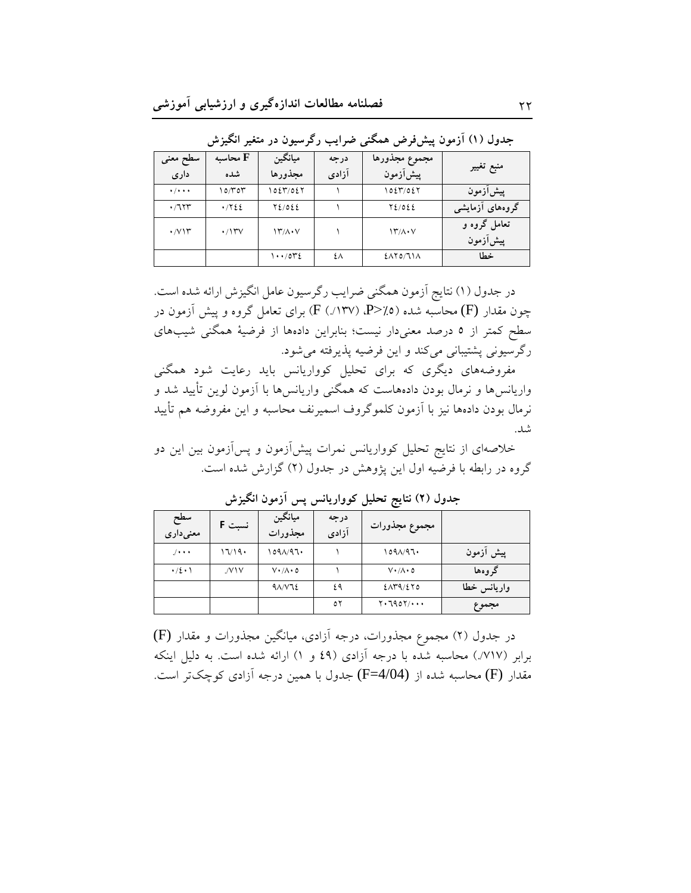**جدول (۱) آزمون پیش‌فرض همگنی ضرایب رگرسیون در متغیر انگیزش**

| منبع تغییر | مجموع مجذورها پیش‌آزمون | درجه آزادی | میانگین مجذورها | F محاسبه شده | سطح معنی داری |
|---|---|---|---|---|---|
| پیش‌آزمون | ۱۵۴۳/۵۴۲ | ۱ | ۱۵۴۳/۵۴۲ | ۱۵/۳۵۳ | ۰/۰۰۰ |
| گروه‌های آزمایشی | ۲۴/۵۴۴ | ۱ | ۲۴/۵۴۴ | ۰/۲۴۴ | ۰/۶۲۳ |
| تعامل گروه و پیش‌آزمون | ۱۳/۸۰۷ | ۱ | ۱۳/۸۰۷ | ۰/۱۳۷ | ۰/۷۱۳ |
| خطا | ۴۸۲۵/۶۱۸ | ۴۸ | ۱۰۰/۵۳۴ | | |

در جدول (۱) نتایج آزمون همگنی ضرایب رگرسیون عامل انگیزش ارائه شده است. چون مقدار (F) محاسبه شده (P>٪۵، (F (./۱۳۷) برای تعامل گروه و پیش آزمون در سطح کمتر از ۵ درصد معنی‌دار نیست؛ بنابراین داده‌ها از فرضیهٔ همگنی شیب‌های رگرسیونی پشتیبانی می‌کند و این فرضیه پذیرفته می‌شود.

مفروضه‌های دیگری که برای تحلیل کوواریانس باید رعایت شود همگنی واریانس‌ها و نرمال بودن داده‌هاست که همگنی واریانس‌ها با آزمون لوین تأیید شد و نرمال بودن داده‌ها نیز با آزمون کلموگروف اسمیرنف محاسبه و این مفروضه هم تأیید شد.

خلاصه‌ای از نتایج تحلیل کوواریانس نمرات پیش‌آزمون و پس‌آزمون بین این دو گروه در رابطه با فرضیه اول این پژوهش در جدول (۲) گزارش شده است.

**جدول (۲) نتایج تحلیل کوواریانس پس آزمون انگیزش**

| | مجموع مجذورات | درجه آزادی | میانگین مجذورات | نسبت F | سطح معنی‌داری |
|---|---|---|---|---|---|
| پیش آزمون | ۱۵۹۸/۹۶۰ | ۱ | ۱۵۹۸/۹۶۰ | ۱۶/۱۹۰ | ./۰۰۰ |
| گروه‌ها | ۷۰/۸۰۵ | ۱ | ۷۰/۸۰۵ | ./۷۱۷ | ۰/۴۰۱ |
| واریانس خطا | ۴۸۳۹/۴۲۵ | ۴۹ | ۹۸/۷۶۴ | | |
| مجموع | ۲۰۶۹۵۲/۰۰۰ | ۵۲ | | | |

در جدول (۲) مجموع مجذورات، درجه آزادی، میانگین مجذورات و مقدار (F) برابر (۷۱۷/.) محاسبه شده با درجه آزادی (۴۹ و ۱) ارائه شده است. به دلیل اینکه مقدار (F) محاسبه شده از (F=4/04) جدول با همین درجه آزادی کوچک‌تر است.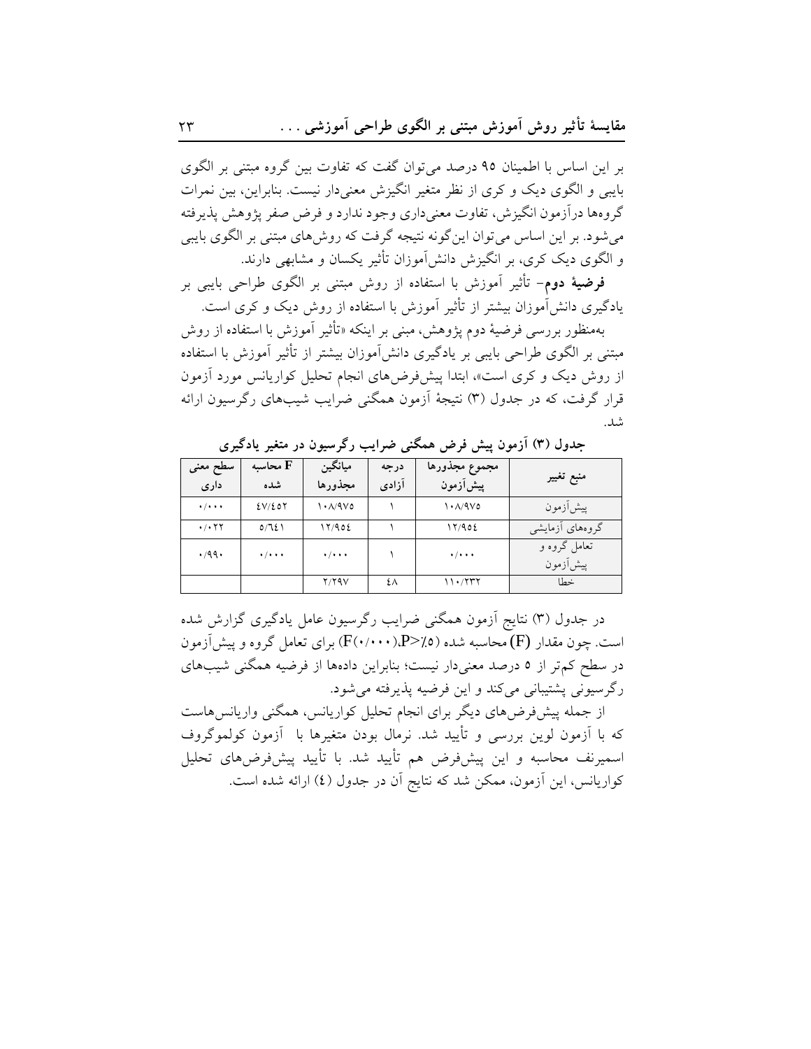بر این اساس با اطمینان ۹۵ درصد می‌توان گفت که تفاوت بین گروه مبتنی بر الگوی بایبی و الگوی دیک و کری از نظر متغیر انگیزش معنی‌دار نیست. بنابراین، بین نمرات گروه‌ها درآزمون انگیزش، تفاوت معنی‌داری وجود ندارد و فرض صفر پژوهش پذیرفته می‌شود. بر این اساس می‌توان این‌گونه نتیجه گرفت که روش‌های مبتنی بر الگوی بایبی و الگوی دیک کری، بر انگیزش دانش‌آموزان تأثیر یکسان و مشابهی دارند.

**فرضیهٔ دوم**- تأثیر آموزش با استفاده از روش مبتنی بر الگوی طراحی بایبی بر یادگیری دانش‌آموزان بیشتر از تأثیر آموزش با استفاده از روش دیک و کری است.

به‌منظور بررسی فرضیهٔ دوم پژوهش، مبنی بر اینکه «تأثیر آموزش با استفاده از روش مبتنی بر الگوی طراحی بایبی بر یادگیری دانش‌آموزان بیشتر از تأثیر آموزش با استفاده از روش دیک و کری است»، ابتدا پیش‌فرض‌های انجام تحلیل کواریانس مورد آزمون قرار گرفت، که در جدول (۳) نتیجهٔ آزمون همگنی ضرایب شیب‌های رگرسیون ارائه شد.

**جدول (۳) آزمون پیش فرض همگنی ضرایب رگرسیون در متغیر یادگیری**

| منبع تغییر | مجموع مجذورها پیش‌آزمون | درجه آزادی | میانگین مجذورها | F محاسبه شده | سطح معنی داری |
|---|---|---|---|---|---|
| پیش‌آزمون | ۱۰۸/۹۷۵ | ۱ | ۱۰۸/۹۷۵ | ٤۷/٤۵۲ | ۰/۰۰۰ |
| گروه‌های آزمایشی | ۱۲/۹۵٤ | ۱ | ۱۲/۹۵٤ | ۵/٦٤۱ | ۰/۰۲۲ |
| تعامل گروه و پیش‌آزمون | ۰/۰۰۰ | ۱ | ۰/۰۰۰ | ۰/۰۰۰ | ۰/۹۹۰ |
| خطا | ۱۱۰/۲۳۲ | ٤۸ | ۲/۲۹۷ | | |

در جدول (۳) نتایج آزمون همگنی ضرایب رگرسیون عامل یادگیری گزارش شده است. چون مقدار (F) محاسبه شده (F(۰/۰۰۰),P>٪۵) برای تعامل گروه و پیش‌آزمون در سطح کم‌تر از ۵ درصد معنی‌دار نیست؛ بنابراین داده‌ها از فرضیه همگنی شیب‌های رگرسیونی پشتیبانی می‌کند و این فرضیه پذیرفته می‌شود.

از جمله پیش‌فرض‌های دیگر برای انجام تحلیل کواریانس، همگنی واریانس‌هاست که با آزمون لوین بررسی و تأیید شد. نرمال بودن متغیرها با آزمون کولموگروف اسمیرنف محاسبه و این پیش‌فرض هم تأیید شد. با تأیید پیش‌فرض‌های تحلیل کواریانس، این آزمون، ممکن شد که نتایج آن در جدول (٤) ارائه شده است.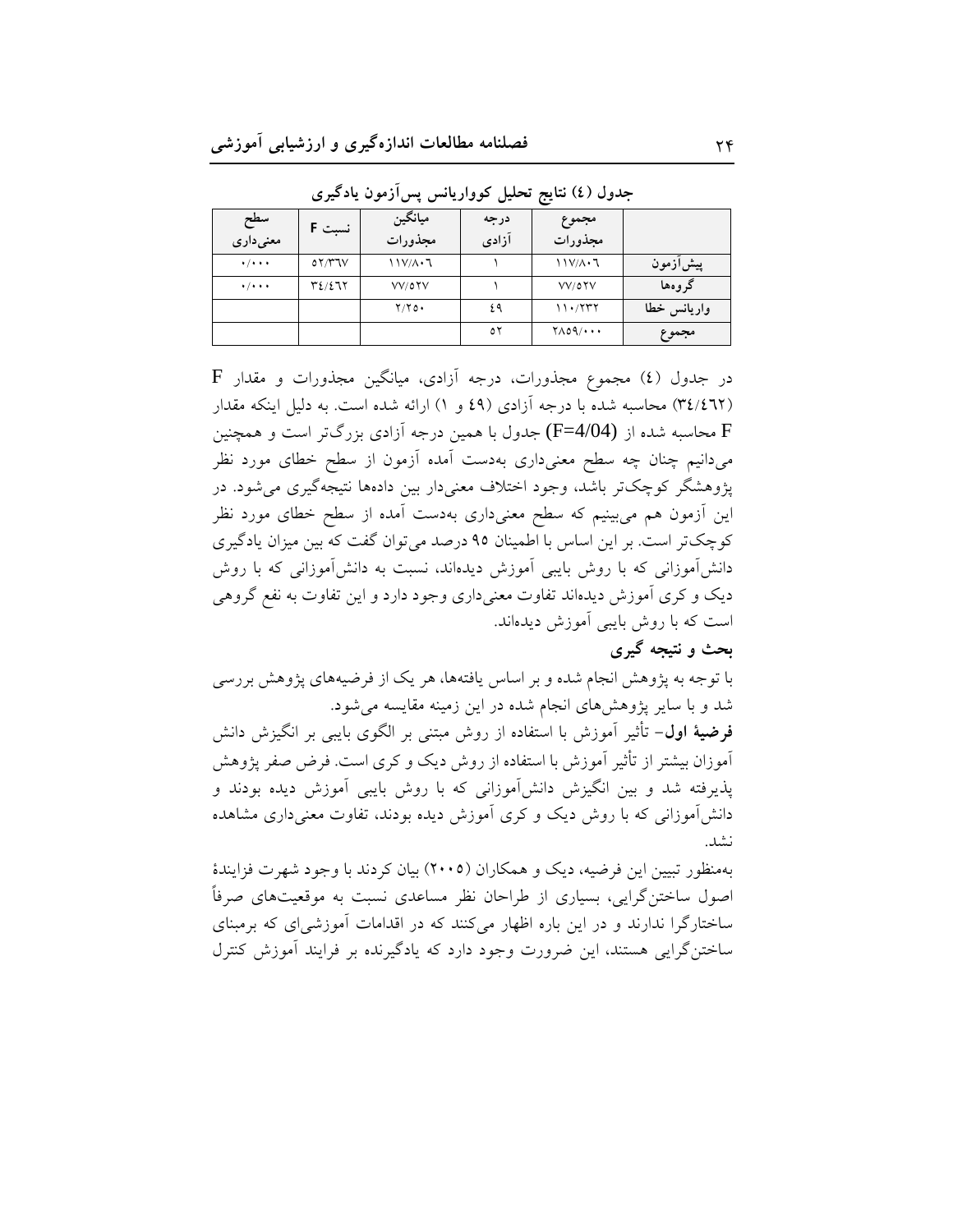جدول (٤) نتایج تحلیل کوواریانس پس‌آزمون یادگیری

| | مجموع مجذورات | درجه آزادی | میانگین مجذورات | نسبت F | سطح معنی‌داری |
|---|---|---|---|---|---|
| پیش‌آزمون | ١١٧/٨٠٦ | ١ | ١١٧/٨٠٦ | ٥٢/٣٦٧ | ٠/٠٠٠ |
| گروه‌ها | ٧٧/٥٢٧ | ١ | ٧٧/٥٢٧ | ٣٤/٤٦٢ | ٠/٠٠٠ |
| واریانس خطا | ١١٠/٢٣٢ | ٤٩ | ٢/٢٥٠ | | |
| مجموع | ٢٨٥٩/٠٠٠ | ٥٢ | | | |

در جدول (٤) مجموع مجذورات، درجه آزادی، میانگین مجذورات و مقدار F (٣٤/٤٦٢) محاسبه شده با درجه آزادی (٤٩ و ١) ارائه شده است. به دلیل اینکه مقدار F محاسبه شده از (F=4/04) جدول با همین درجه آزادی بزرگ‌تر است و همچنین می‌دانیم چنان چه سطح معنی‌داری به‌دست آمده آزمون از سطح خطای مورد نظر پژوهشگر کوچک‌تر باشد، وجود اختلاف معنی‌دار بین داده‌ها نتیجه‌گیری می‌شود. در این آزمون هم می‌بینیم که سطح معنی‌داری به‌دست آمده از سطح خطای مورد نظر کوچک‌تر است. بر این اساس با اطمینان ٩٥ درصد می‌توان گفت که بین میزان یادگیری دانش‌آموزانی که با روش بایبی آموزش دیده‌اند، نسبت به دانش‌آموزانی که با روش دیک و کری آموزش دیده‌اند تفاوت معنی‌داری وجود دارد و این تفاوت به نفع گروهی است که با روش بایبی آموزش دیده‌اند.

### بحث و نتیجه گیری

با توجه به پژوهش انجام شده و بر اساس یافته‌ها، هر یک از فرضیه‌های پژوهش بررسی شد و با سایر پژوهش‌های انجام شده در این زمینه مقایسه می‌شود.

**فرضیهٔ اول**- تأثیر آموزش با استفاده از روش مبتنی بر الگوی بایبی بر انگیزش دانش آموزان بیشتر از تأثیر آموزش با استفاده از روش دیک و کری است. فرض صفر پژوهش پذیرفته شد و بین انگیزش دانش‌آموزانی که با روش بایبی آموزش دیده بودند و دانش‌آموزانی که با روش دیک و کری آموزش دیده بودند، تفاوت معنی‌داری مشاهده نشد.

به‌منظور تبیین این فرضیه، دیک و همکاران (٢٠٠٥) بیان کردند با وجود شهرت فزایندهٔ اصول ساختن‌گرایی، بسیاری از طراحان نظر مساعدی نسبت به موقعیت‌های صرفاً ساختارگرا ندارند و در این باره اظهار می‌کنند که در اقدامات آموزشی‌ای که برمبنای ساختن‌گرایی هستند، این ضرورت وجود دارد که یادگیرنده بر فرایند آموزش کنترل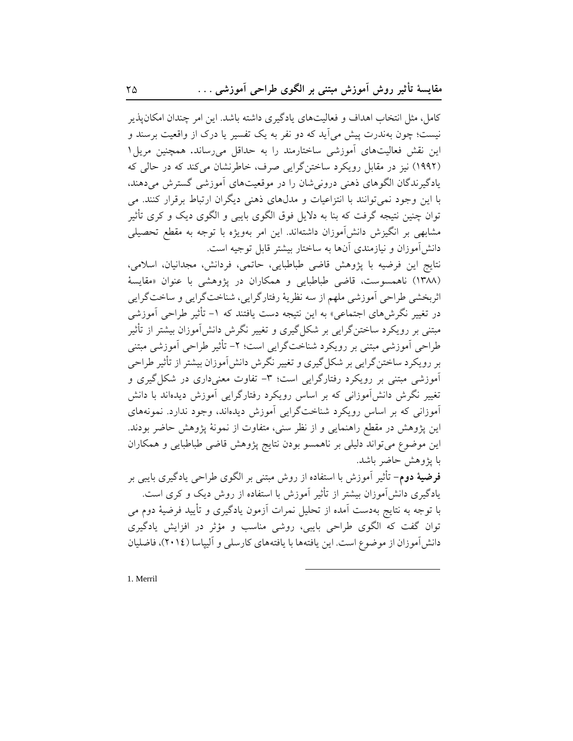کامل، مثل انتخاب اهداف و فعالیت‌های یادگیری داشته باشد. این امر چندان امکان‌پذیر نیست؛ چون به‌ندرت پیش می‌آید که دو نفر به یک تفسیر یا درک از واقعیت برسند و این نقش فعالیت‌های آموزشی ساختارمند را به حداقل می‌رساند. همچنین مریل[1] (۱۹۹۲) نیز در مقابل رویکرد ساختن‌گرایی صرف، خاطرنشان می‌کند که در حالی که یادگیرندگان الگوهای ذهنی درونی‌شان را در موقعیت‌های آموزشی گسترش می‌دهند، با این وجود نمی‌توانند با انتزاعیات و مدل‌های ذهنی دیگران ارتباط برقرار کنند. می توان چنین نتیجه گرفت که بنا به دلایل فوق الگوی بایبی و الگوی دیک و کری تأثیر مشابهی بر انگیزش دانش‌آموزان داشته‌اند. این امر به‌ویژه با توجه به مقطع تحصیلی دانش‌آموزان و نیازمندی آن‌ها به ساختار بیشتر قابل توجیه است.

نتایج این فرضیه با پژوهش قاضی طباطبایی، حاتمی، فردانش، مجدانیان، اسلامی، (۱۳۸۸) ناهمسوست، قاضی طباطبایی و همکاران در پژوهشی با عنوان «مقایسهٔ اثربخشی طراحی آموزشی ملهم از سه نظریهٔ رفتارگرایی، شناخت‌گرایی و ساخت‌گرایی در تغییر نگرش‌های اجتماعی» به این نتیجه دست یافتند که ۱- تأثیر طراحی آموزشی مبتنی بر رویکرد ساختن‌گرایی بر شکل‌گیری و تغییر نگرش دانش‌آموزان بیشتر از تأثیر طراحی آموزشی مبتنی بر رویکرد شناخت‌گرایی است؛ ۲- تأثیر طراحی آموزشی مبتنی بر رویکرد ساختن‌گرایی بر شکل‌گیری و تغییر نگرش دانش‌آموزان بیشتر از تأثیر طراحی آموزشی مبتنی بر رویکرد رفتارگرایی است؛ ۳- تفاوت معنی‌داری در شکل‌گیری و تغییر نگرش دانش‌آموزانی که بر اساس رویکرد رفتارگرایی آموزش دیده‌اند با دانش آموزانی که بر اساس رویکرد شناخت‌گرایی آموزش دیده‌اند، وجود ندارد. نمونه‌های این پژوهش در مقطع راهنمایی و از نظر سنی، متفاوت از نمونهٔ پژوهش حاضر بودند. این موضوع می‌تواند دلیلی بر ناهمسو بودن نتایج پژوهش قاضی طباطبایی و همکاران با پژوهش حاضر باشد.

**فرضیهٔ دوم**- تأثیر آموزش با استفاده از روش مبتنی بر الگوی طراحی یادگیری بایبی بر یادگیری دانش‌آموزان بیشتر از تأثیر آموزش با استفاده از روش دیک و کری است.

با توجه به نتایج به‌دست آمده از تحلیل نمرات آزمون یادگیری و تأیید فرضیهٔ دوم می توان گفت که الگوی طراحی بایبی، روشی مناسب و مؤثر در افزایش یادگیری دانش‌آموزان از موضوع است. این یافته‌ها با یافته‌های کارسلی و آلیپاسا (۲۰۱٤)، فاضلیان

1. Merril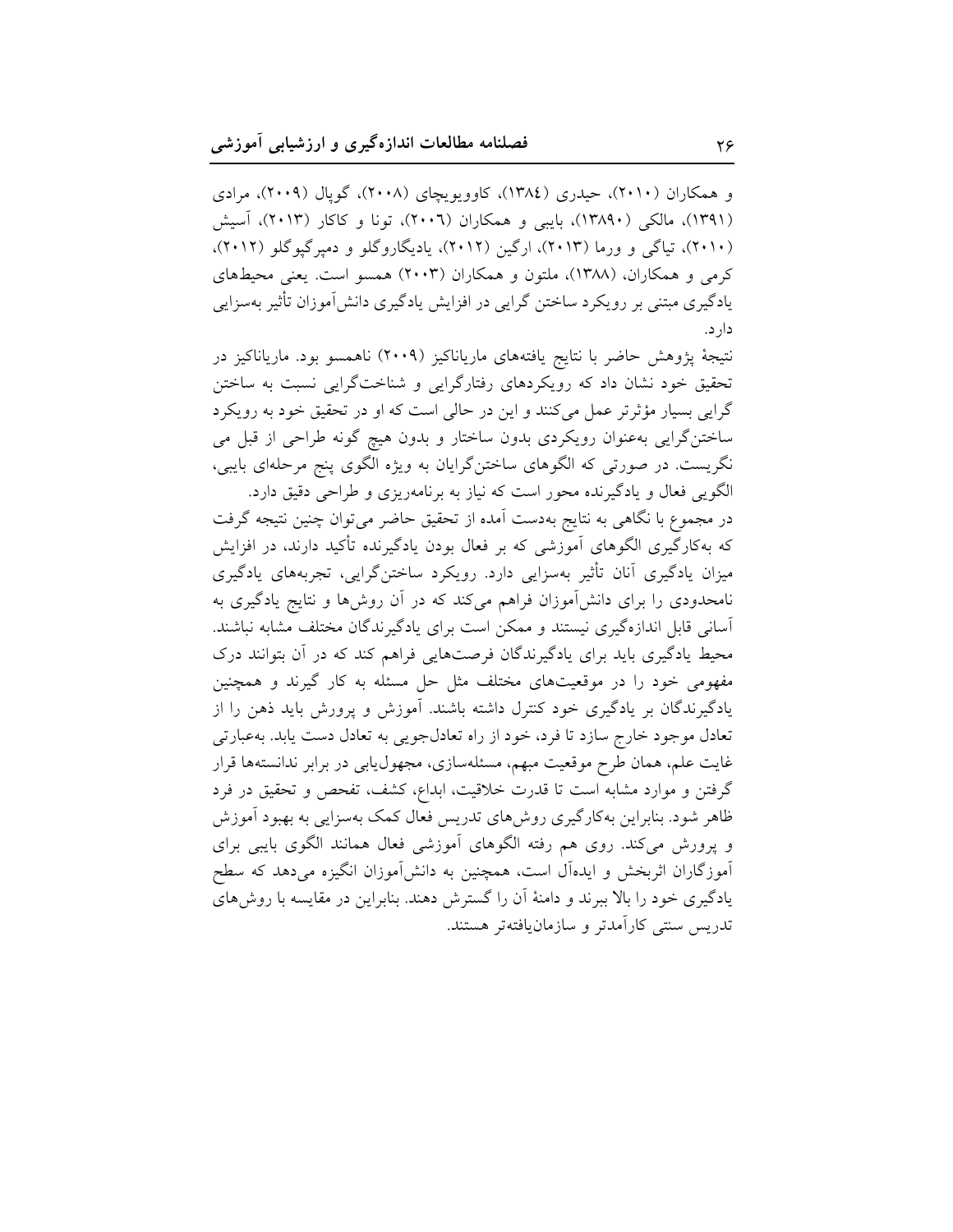و همکاران (۲۰۱۰)، حیدری (۱۳۸٤)، کاوویویچای (۲۰۰۸)، گوپال (۲۰۰۹)، مرادی (۱۳۹۱)، مالکی (۱۳۸۹۰)، بایبی و همکاران (۲۰۰٦)، تونا و کاکار (۲۰۱۳)، آسیش (۲۰۱۰)، تیاگی و ورما (۲۰۱۳)، ارگین (۲۰۱۲)، یادیگاروگلو و دمپرگیوگلو (۲۰۱۲)، کرمی و همکاران، (۱۳۸۸)، ملتون و همکاران (۲۰۰۳) همسو است. یعنی محیط‌های یادگیری مبتنی بر رویکرد ساختن گرایی در افزایش یادگیری دانش‌آموزان تأثیر به‌سزایی دارد.

نتیجهٔ پژوهش حاضر با نتایج یافته‌های ماریاناکیز (۲۰۰۹) ناهمسو بود. ماریاناکیز در تحقیق خود نشان داد که رویکردهای رفتارگرایی و شناخت‌گرایی نسبت به ساختن گرایی بسیار مؤثرتر عمل می‌کنند و این در حالی است که او در تحقیق خود به رویکرد ساختن‌گرایی به‌عنوان رویکردی بدون ساختار و بدون هیچ گونه طراحی از قبل می نگریست. در صورتی که الگوهای ساختن‌گرایان به ویژه الگوی پنج مرحله‌ای بایبی، الگویی فعال و یادگیرنده محور است که نیاز به برنامه‌ریزی و طراحی دقیق دارد.

در مجموع با نگاهی به نتایج به‌دست آمده از تحقیق حاضر می‌توان چنین نتیجه گرفت که به‌کارگیری الگوهای آموزشی که بر فعال بودن یادگیرنده تأکید دارند، در افزایش میزان یادگیری آنان تأثیر به‌سزایی دارد. رویکرد ساختن‌گرایی، تجربه‌های یادگیری نامحدودی را برای دانش‌آموزان فراهم می‌کند که در آن روش‌ها و نتایج یادگیری به آسانی قابل اندازه‌گیری نیستند و ممکن است برای یادگیرندگان مختلف مشابه نباشند. محیط یادگیری باید برای یادگیرندگان فرصت‌هایی فراهم کند که در آن بتوانند درک مفهومی خود را در موقعیت‌های مختلف مثل حل مسئله به کار گیرند و همچنین یادگیرندگان بر یادگیری خود کنترل داشته باشند. آموزش و پرورش باید ذهن را از تعادل موجود خارج سازد تا فرد، خود از راه تعادل‌جویی به تعادل دست یابد. به‌عبارتی غایت علم، همان طرح موقعیت مبهم، مسئله‌سازی، مجهول‌یابی در برابر ندانسته‌ها قرار گرفتن و موارد مشابه است تا قدرت خلاقیت، ابداع، کشف، تفحص و تحقیق در فرد ظاهر شود. بنابراین به‌کارگیری روش‌های تدریس فعال کمک به‌سزایی به بهبود آموزش و پرورش می‌کند. روی هم رفته الگوهای آموزشی فعال همانند الگوی بایبی برای آموزگاران اثربخش و ایده‌آل است، همچنین به دانش‌آموزان انگیزه می‌دهد که سطح یادگیری خود را بالا ببرند و دامنهٔ آن را گسترش دهند. بنابراین در مقایسه با روش‌های تدریس سنتی کارآمدتر و سازمان‌یافته‌تر هستند.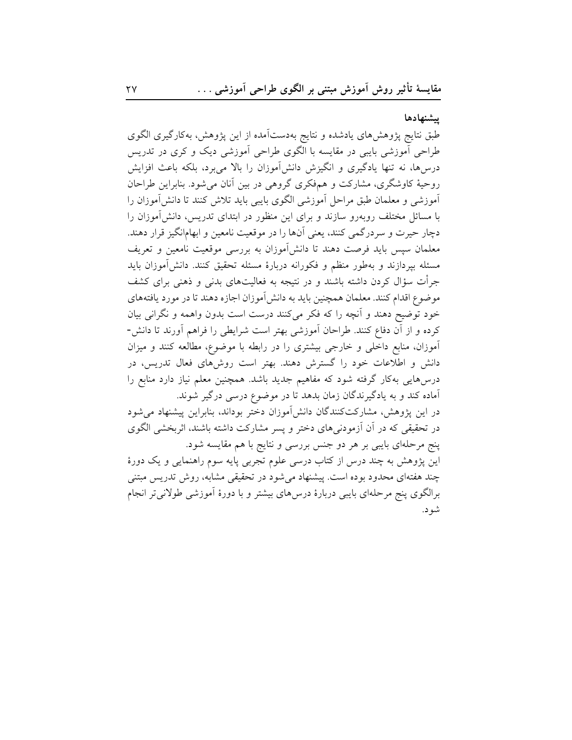### پیشنهادها

طبق نتایج پژوهش‌های یادشده و نتایج به‌دست‌آمده از این پژوهش، به‌کارگیری الگوی طراحی آموزشی بایبی در مقایسه با الگوی طراحی آموزشی دیک و کری در تدریس درس‌ها، نه تنها یادگیری و انگیزش دانش‌آموزان را بالا می‌برد، بلکه باعث افزایش روحیهٔ کاوشگری، مشارکت و هم‌فکری گروهی در بین آنان می‌شود. بنابراین طراحان آموزشی و معلمان طبق مراحل آموزشی الگوی بایبی باید تلاش کنند تا دانش‌آموزان را با مسائل مختلف روبه‌رو سازند و برای این منظور در ابتدای تدریس، دانش‌آموزان را دچار حیرت و سردرگمی کنند، یعنی آن‌ها را در موقعیت نامعین و ابهام‌انگیز قرار دهند. معلمان سپس باید فرصت دهند تا دانش‌آموزان به بررسی موقعیت نامعین و تعریف مسئله بپردازند و به‌طور منظم و فکورانه دربارهٔ مسئله تحقیق کنند. دانش‌آموزان باید جرأت سؤال کردن داشته باشند و در نتیجه به فعالیت‌های بدنی و ذهنی برای کشف موضوع اقدام کنند. معلمان همچنین باید به دانش‌آموزان اجازه دهند تا در مورد یافته‌های خود توضیح دهند و آنچه را که فکر می‌کنند درست است بدون واهمه و نگرانی بیان کرده و از آن دفاع کنند. طراحان آموزشی بهتر است شرایطی را فراهم آورند تا دانش‌آموزان، منابع داخلی و خارجی بیشتری را در رابطه با موضوع، مطالعه کنند و میزان دانش و اطلاعات خود را گسترش دهند. بهتر است روش‌های فعال تدریس، در درس‌هایی به‌کار گرفته شود که مفاهیم جدید باشد. همچنین معلم نیاز دارد منابع را آماده کند و به یادگیرندگان زمان بدهد تا در موضوع درسی درگیر شوند.

در این پژوهش، مشارکت‌کنندگان دانش‌آموزان دختر بوده‌اند، بنابراین پیشنهاد می‌شود در تحقیقی که در آن آزمودنی‌های دختر و پسر مشارکت داشته باشند، اثربخشی الگوی پنج مرحله‌ای بایبی بر هر دو جنس بررسی و نتایج با هم مقایسه شود.

این پژوهش به چند درس از کتاب درسی علوم تجربی پایه سوم راهنمایی و یک دورهٔ چند هفته‌ای محدود بوده است. پیشنهاد می‌شود در تحقیقی مشابه، روش تدریس مبتنی برالگوی پنج مرحله‌ای بایبی دربارهٔ درس‌های بیشتر و با دورهٔ آموزشی طولانی‌تر انجام شود.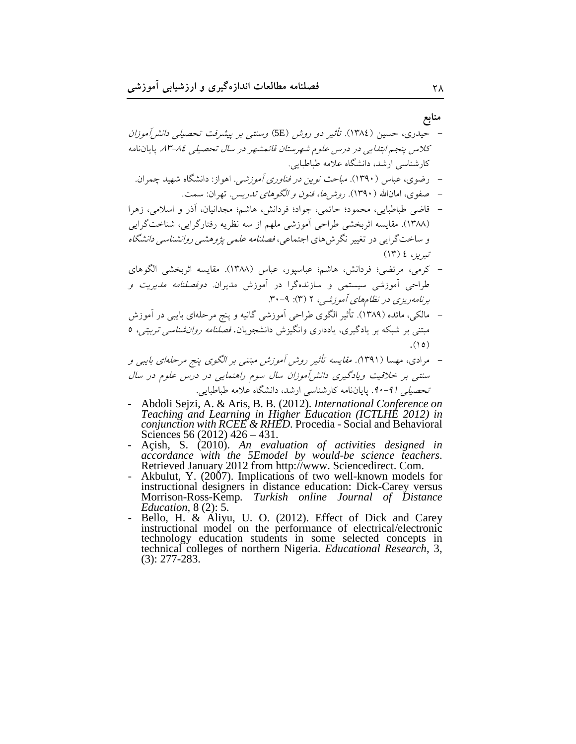## منابع

- حیدری، حسین (۱۳۸٤). *تأثیر دو روش* (5E) *وسنتی بر پیشرفت تحصیلی دانش‌آموزان کلاس پنجم ابتدایی در درس علوم شهرستان قائمشهر در سال تحصیلی ۸٤-۸۳*. پایان‌نامه کارشناسی ارشد، دانشگاه علامه طباطبایی.
- رضوی، عباس (۱۳۹۰). *مباحث نوین در فناوری آموزشی*. اهواز: دانشگاه شهید چمران.
- صفوی، امان‌الله (۱۳۹۰). *روش‌ها، فنون و الگوهای تدریس*. تهران: سمت.
- قاضی طباطبایی، محمود؛ حاتمی، جواد؛ فردانش، هاشم؛ مجدانیان، آذر و اسلامی، زهرا (۱۳۸۸). مقایسه اثربخشی طراحی آموزشی ملهم از سه نظریه رفتارگرایی، شناخت‌گرایی و ساخت‌گرایی در تغییر نگرش‌های اجتماعی، *فصلنامه علمی پژوهشی روانشناسی دانشگاه تبریز*، ٤ (۱۳)
- کرمی، مرتضی؛ فردانش، هاشم؛ عباسپور، عباس (۱۳۸۸). مقایسه اثربخشی الگوهای طراحی آموزشی سیستمی و سازنده‌گرا در آموزش مدیران. *دوفصلنامه مدیریت و برنامه‌ریزی در نظام‌های آموزشی*، ۲ (۳): ۹-۳۰.
- مالکی، مائده (۱۳۸۹). تأثیر الگوی طراحی آموزشی گانیه و پنج مرحله‌ای بایبی در آموزش مبتنی بر شبکه بر یادگیری، یادداری وانگیزش دانشجویان. *فصلنامه روان‌شناسی تربیتی*، ۵ (۱۵).
- مرادی، مهسا (۱۳۹۱). *مقایسه تأثیر روش آموزش مبتنی بر الگوی پنج مرحله‌ای بایبی و سنتی بر خلاقیت ویادگیری دانش‌آموزان سال سوم راهنمایی در درس علوم در سال تحصیلی ۹۱-۹۰*. پایان‌نامه کارشناسی ارشد، دانشگاه علامه طباطبایی.
- Abdoli Sejzi, A. & Aris, B. B. (2012). *International Conference on Teaching and Learning in Higher Education (ICTLHE 2012) in conjunction with RCEE & RHED*. Procedia - Social and Behavioral Sciences 56 (2012) 426 – 431.
- Açish, S. (2010). *An evaluation of activities designed in accordance with the 5Emodel by would-be science teachers*. Retrieved January 2012 from http://www. Sciencedirect. Com.
- Akbulut, Y. (2007). Implications of two well-known models for instructional designers in distance education: Dick-Carey versus Morrison-Ross-Kemp. *Turkish online Journal of Distance Education*, 8 (2): 5.
- Bello, H. & Aliyu, U. O. (2012). Effect of Dick and Carey instructional model on the performance of electrical/electronic technology education students in some selected concepts in technical colleges of northern Nigeria. *Educational Research*, 3, (3): 277-283.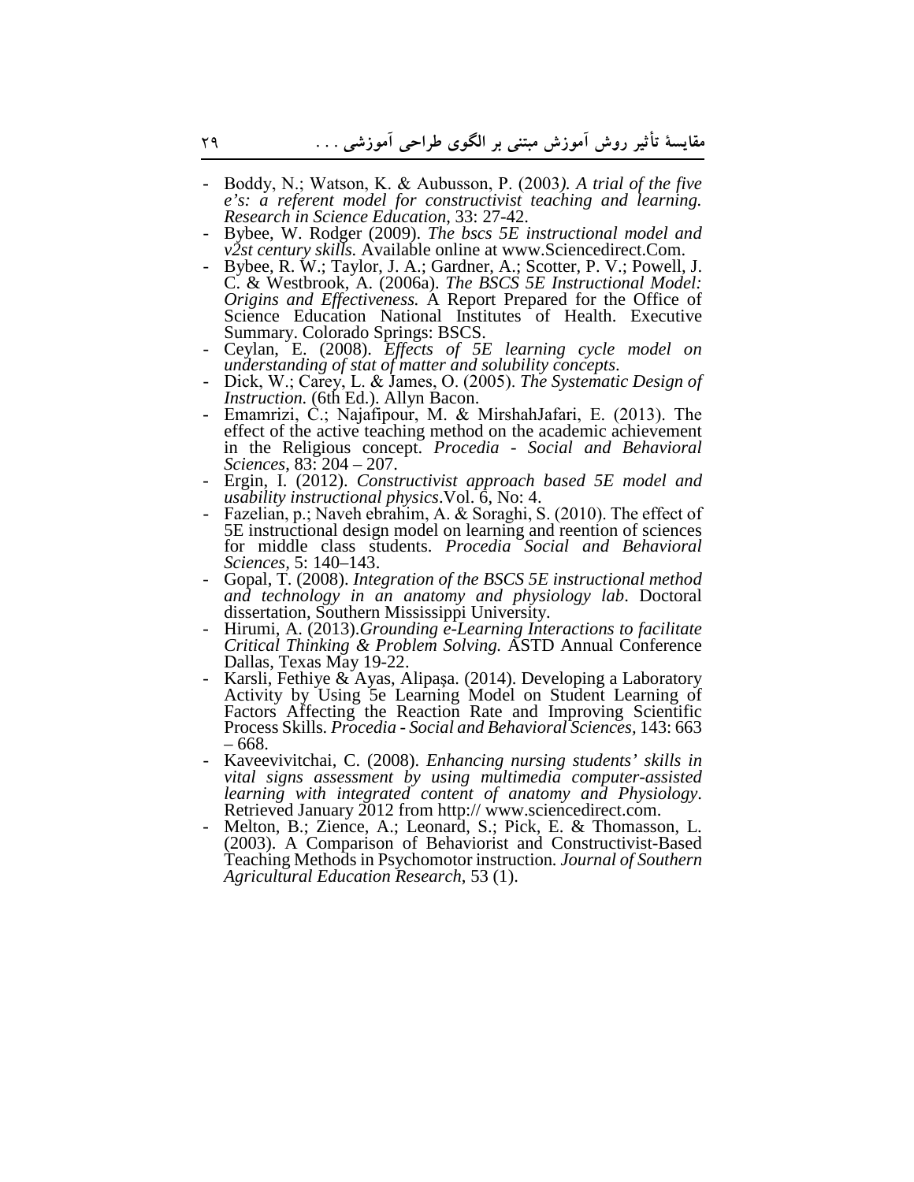- Boddy, N.; Watson, K. & Aubusson, P. (2003*). A trial of the five e's: a referent model for constructivist teaching and learning. Research in Science Education*, 33: 27-42.
- Bybee, W. Rodger (2009). *The bscs 5E instructional model and v2st century skills.* Available online at www.Sciencedirect.Com.
- Bybee, R. W.; Taylor, J. A.; Gardner, A.; Scotter, P. V.; Powell, J. C. & Westbrook, A. (2006a). *The BSCS 5E Instructional Model: Origins and Effectiveness.* A Report Prepared for the Office of Science Education National Institutes of Health. Executive Summary. Colorado Springs: BSCS.
- Ceylan, E. (2008). *Effects of 5E learning cycle model on understanding of stat of matter and solubility concepts*.
- Dick, W.; Carey, L. & James, O. (2005). *The Systematic Design of Instruction*. (6th Ed.). Allyn Bacon.
- Emamrizi, C.; Najafipour, M. & MirshahJafari, E. (2013). The effect of the active teaching method on the academic achievement in the Religious concept. *Procedia - Social and Behavioral Sciences*, 83: 204 – 207.
- Ergin, I. (2012). *Constructivist approach based 5E model and usability instructional physics*.Vol. 6, No: 4.
- Fazelian, p.; Naveh ebrahim, A. & Soraghi, S. (2010). The effect of 5E instructional design model on learning and reention of sciences for middle class students. *Procedia Social and Behavioral Sciences,* 5: 140–143.
- Gopal, T. (2008). *Integration of the BSCS 5E instructional method and technology in an anatomy and physiology lab*. Doctoral dissertation, Southern Mississippi University.
- Hirumi, A. (2013).*Grounding e-Learning Interactions to facilitate Critical Thinking & Problem Solving.* ASTD Annual Conference Dallas, Texas May 19-22.
- Karsli, Fethiye & Ayas, Alipaşa. (2014). Developing a Laboratory Activity by Using 5e Learning Model on Student Learning of Factors Affecting the Reaction Rate and Improving Scientific Process Skills*. Procedia - Social and Behavioral Sciences,* 143: 663 – 668.
- Kaveevivitchai, C. (2008). *Enhancing nursing students' skills in vital signs assessment by using multimedia computer-assisted learning with integrated content of anatomy and Physiology*. Retrieved January 2012 from http:// www.sciencedirect.com.
- Melton, B.; Zience, A.; Leonard, S.; Pick, E. & Thomasson, L. (2003). A Comparison of Behaviorist and Constructivist-Based Teaching Methods in Psychomotor instruction*. Journal of Southern Agricultural Education Research*, 53 (1).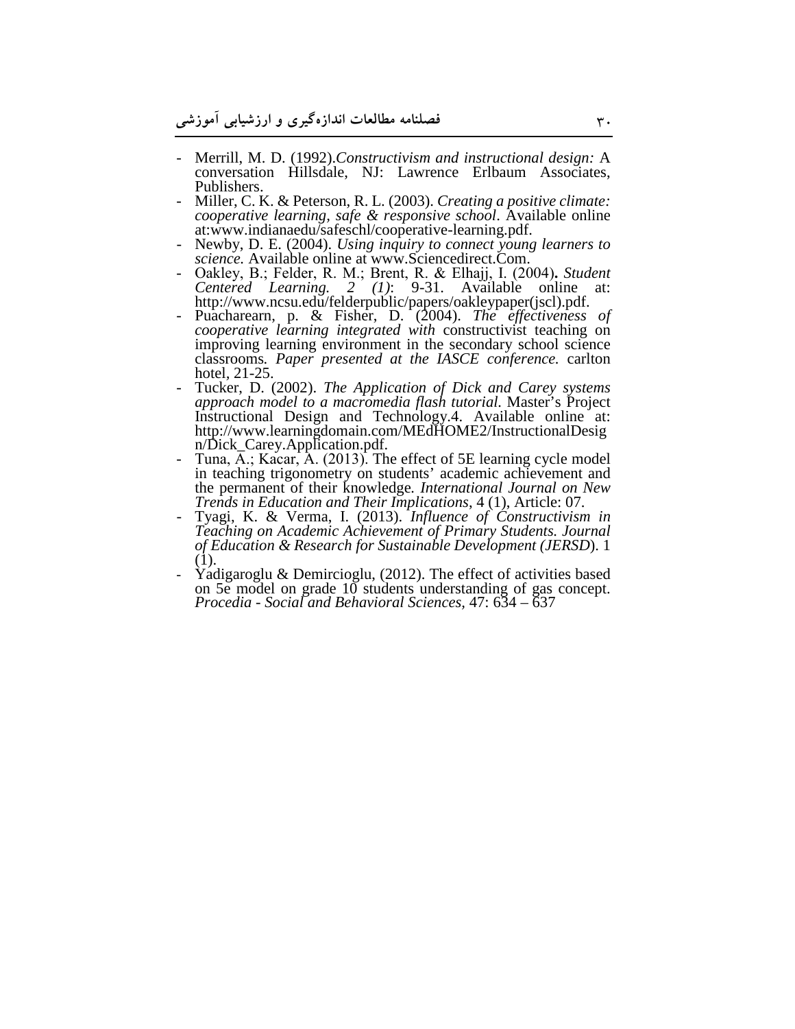- Merrill, M. D. (1992).*Constructivism and instructional design:* A conversation Hillsdale, NJ: Lawrence Erlbaum Associates, Publishers.
- Miller, C. K. & Peterson, R. L. (2003). *Creating a positive climate: cooperative learning, safe & responsive school*. Available online at:www.indianaedu/safeschl/cooperative-learning.pdf.
- Newby, D. E. (2004). *Using inquiry to connect young learners to science.* Available online at www.Sciencedirect.Com.
- Oakley, B.; Felder, R. M.; Brent, R. & Elhajj, I. (2004)**.** *Student Centered Learning. 2 (1)*: 9-31. Available online at: http://www.ncsu.edu/felderpublic/papers/oakleypaper(jscl).pdf.
- Puacharearn, p. & Fisher, D. (2004). *The effectiveness of cooperative learning integrated with* constructivist teaching on improving learning environment in the secondary school science classrooms*. Paper presented at the IASCE conference.* carlton hotel, 21-25.
- Tucker, D. (2002). *The Application of Dick and Carey systems approach model to a macromedia flash tutorial*. Master's Project Instructional Design and Technology.4. Available online at: http://www.learningdomain.com/MEdHOME2/InstructionalDesign/Dick_Carey.Application.pdf.
- Tuna, A.; Kacar, A. (2013). The effect of 5E learning cycle model in teaching trigonometry on students' academic achievement and the permanent of their knowledge*. International Journal on New Trends in Education and Their Implications*, 4 (1), Article: 07.
- Tyagi, K. & Verma, I. (2013). *Influence of Constructivism in Teaching on Academic Achievement of Primary Students. Journal of Education & Research for Sustainable Development (JERSD*). 1 (1).
- Yadigaroglu & Demircioglu, (2012). The effect of activities based on 5e model on grade 10 students understanding of gas concept. *Procedia - Social and Behavioral Sciences,* 47: 634 – 637